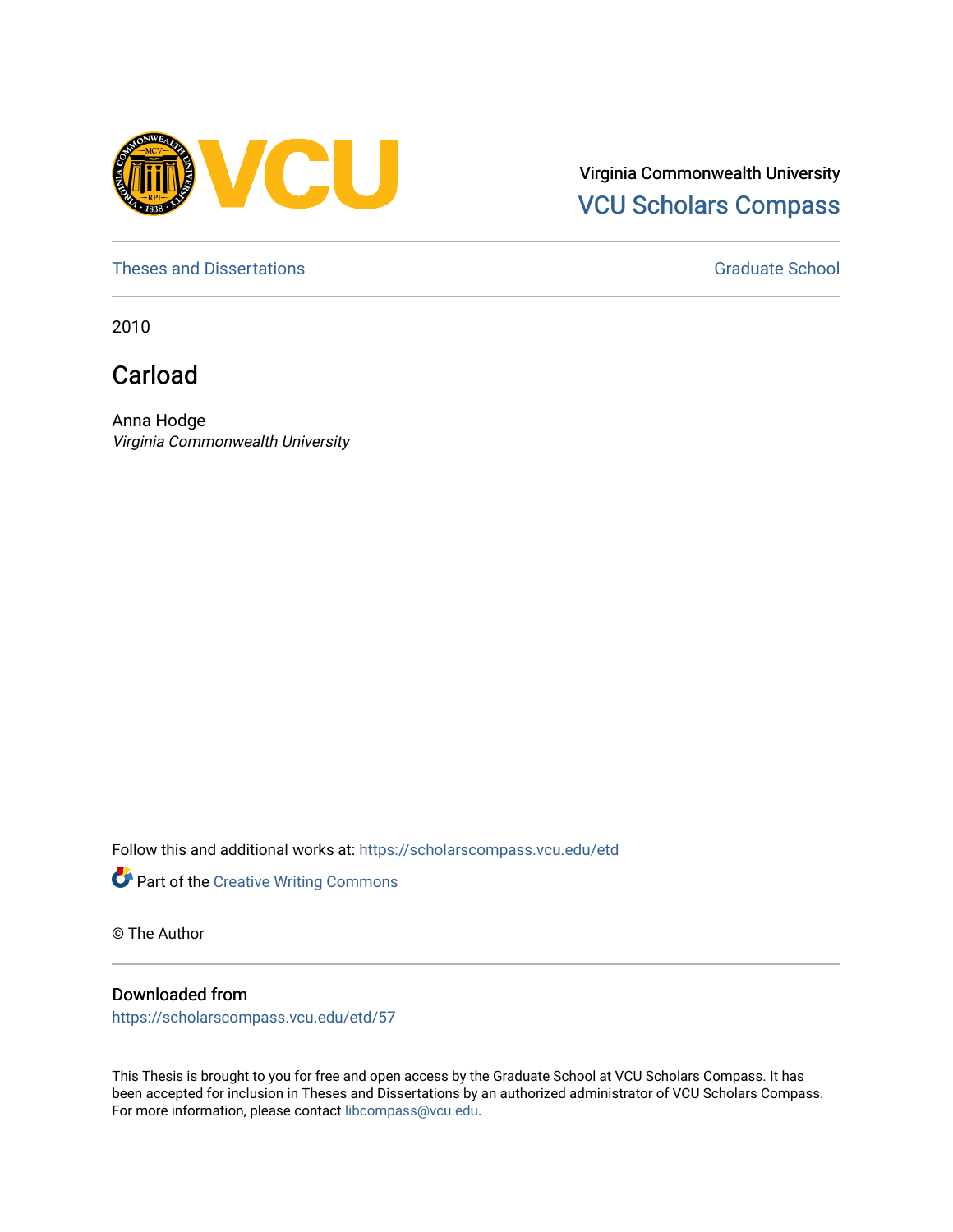Virginia Commonwealth University
VCU Scholars Compass

Theses and Dissertations

Graduate School

2010

# Carload

Anna Hodge
*Virginia Commonwealth University*

Follow this and additional works at: https://scholarscompass.vcu.edu/etd

Part of the Creative Writing Commons

© The Author

## Downloaded from

https://scholarscompass.vcu.edu/etd/57

This Thesis is brought to you for free and open access by the Graduate School at VCU Scholars Compass. It has been accepted for inclusion in Theses and Dissertations by an authorized administrator of VCU Scholars Compass. For more information, please contact libcompass@vcu.edu.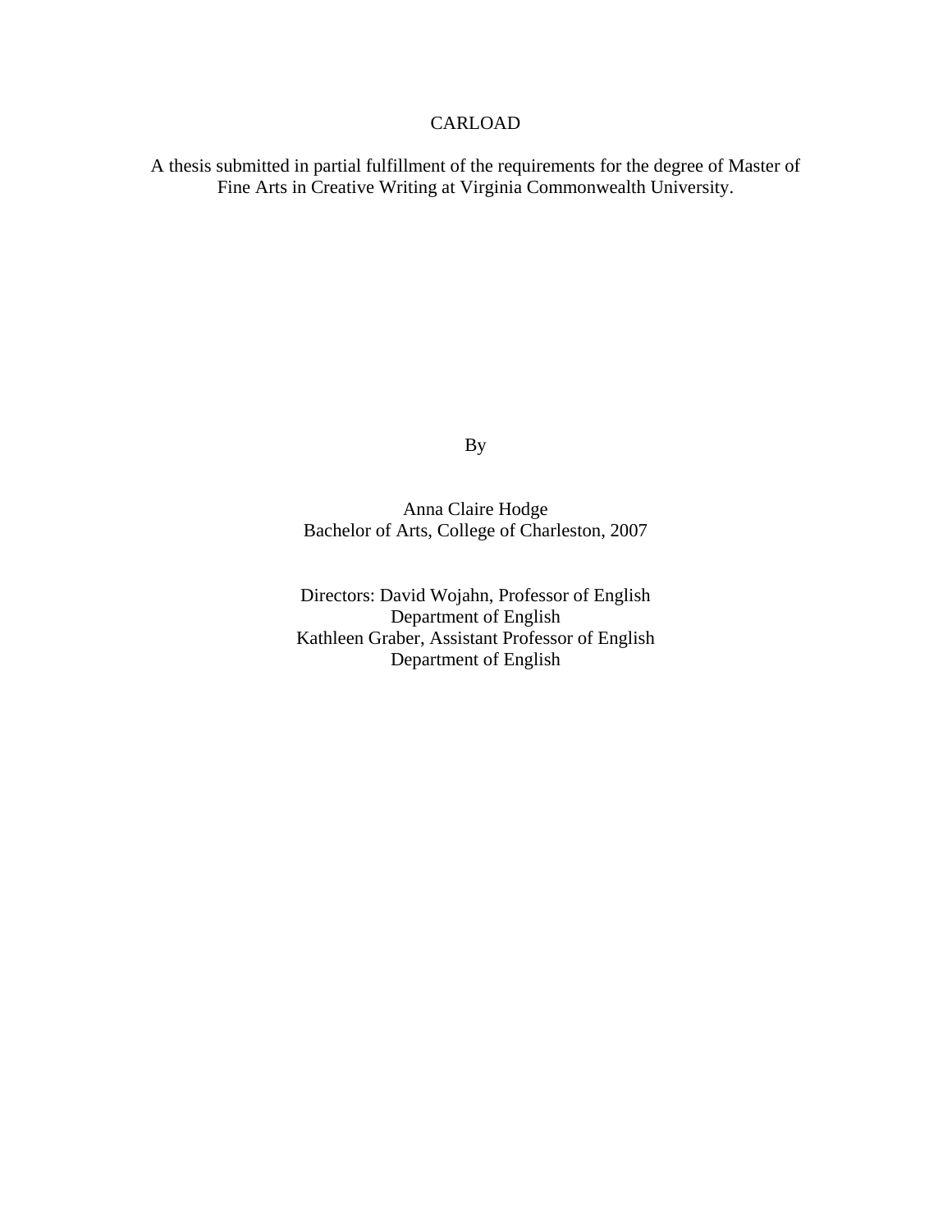# CARLOAD

A thesis submitted in partial fulfillment of the requirements for the degree of Master of Fine Arts in Creative Writing at Virginia Commonwealth University.

By

Anna Claire Hodge
Bachelor of Arts, College of Charleston, 2007

Directors: David Wojahn, Professor of English
Department of English
Kathleen Graber, Assistant Professor of English
Department of English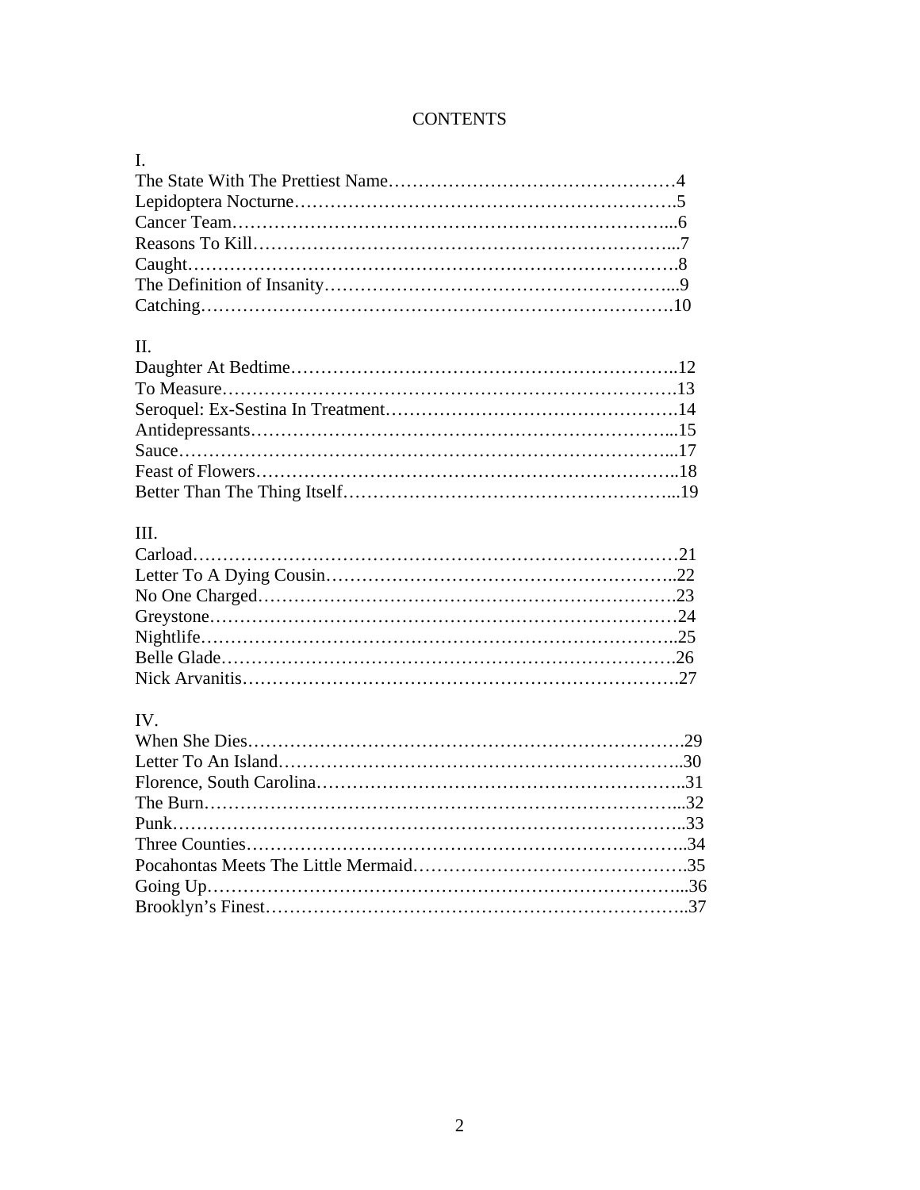# CONTENTS

I.

The State With The Prettiest Name…………………………………………4
Lepidoptera Nocturne……………………………………………………….5
Cancer Team…………………………………………………………...6
Reasons To Kill………………………………………………………...7
Caught……………………………………………………………….8
The Definition of Insanity………………………………………………...9
Catching…………………………………………………………….10

II.

Daughter At Bedtime……………………………………………………..12
To Measure…………………………………………………………….13
Seroquel: Ex-Sestina In Treatment………………………………………….14
Antidepressants………………………………………………………...15
Sauce………………………………………………………………...17
Feast of Flowers………………………………………………………..18
Better Than The Thing Itself………………………………………………...19

III.

Carload…………………………………………………………………21
Letter To A Dying Cousin…………………………………………………..22
No One Charged……………………………………………………….23
Greystone………………………………………………………………24
Nightlife………………………………………………………………..25
Belle Glade…………………………………………………………….26
Nick Arvanitis………………………………………………………….27

IV.

When She Dies………………………………………………………….29
Letter To An Island……………………………………………………..30
Florence, South Carolina……………………………………………………..31
The Burn…………………………………………………………………...32
Punk……………………………………………………………………..33
Three Counties…………………………………………………………..34
Pocahontas Meets The Little Mermaid……………………………………….35
Going Up……………………………………………………………………...36
Brooklyn's Finest……………………………………………………………..37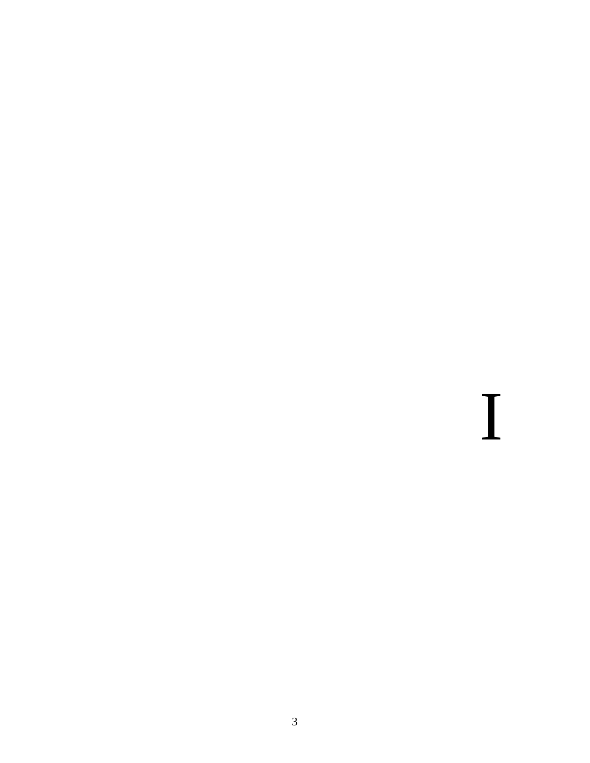# I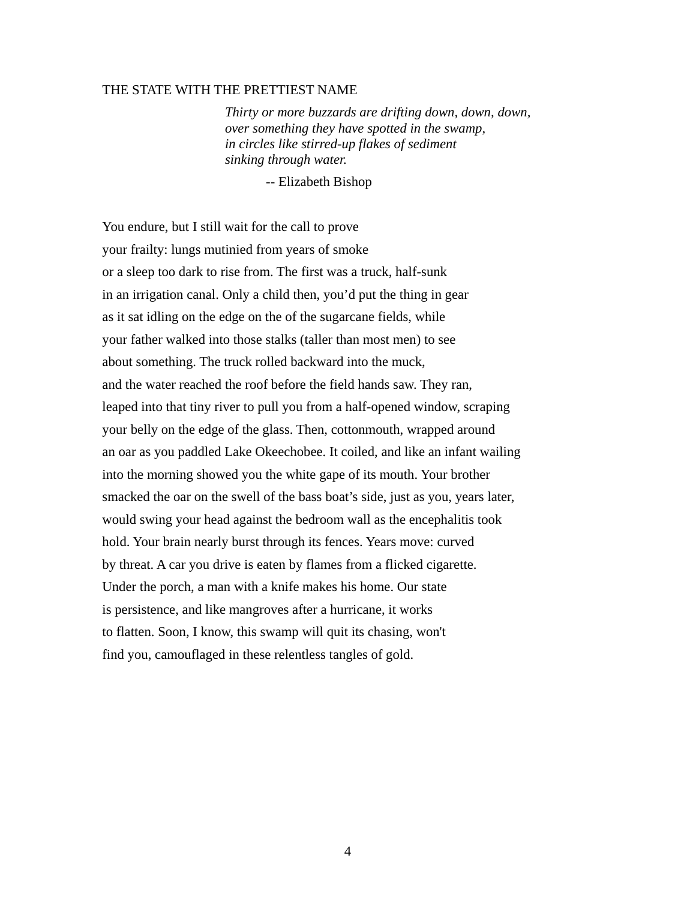THE STATE WITH THE PRETTIEST NAME

> *Thirty or more buzzards are drifting down, down, down,*
> *over something they have spotted in the swamp,*
> *in circles like stirred-up flakes of sediment*
> *sinking through water.*
>
> -- Elizabeth Bishop

You endure, but I still wait for the call to prove
your frailty: lungs mutinied from years of smoke
or a sleep too dark to rise from. The first was a truck, half-sunk
in an irrigation canal. Only a child then, you'd put the thing in gear
as it sat idling on the edge on the of the sugarcane fields, while
your father walked into those stalks (taller than most men) to see
about something. The truck rolled backward into the muck,
and the water reached the roof before the field hands saw. They ran,
leaped into that tiny river to pull you from a half-opened window, scraping
your belly on the edge of the glass. Then, cottonmouth, wrapped around
an oar as you paddled Lake Okeechobee. It coiled, and like an infant wailing
into the morning showed you the white gape of its mouth. Your brother
smacked the oar on the swell of the bass boat's side, just as you, years later,
would swing your head against the bedroom wall as the encephalitis took
hold. Your brain nearly burst through its fences. Years move: curved
by threat. A car you drive is eaten by flames from a flicked cigarette.
Under the porch, a man with a knife makes his home. Our state
is persistence, and like mangroves after a hurricane, it works
to flatten. Soon, I know, this swamp will quit its chasing, won't
find you, camouflaged in these relentless tangles of gold.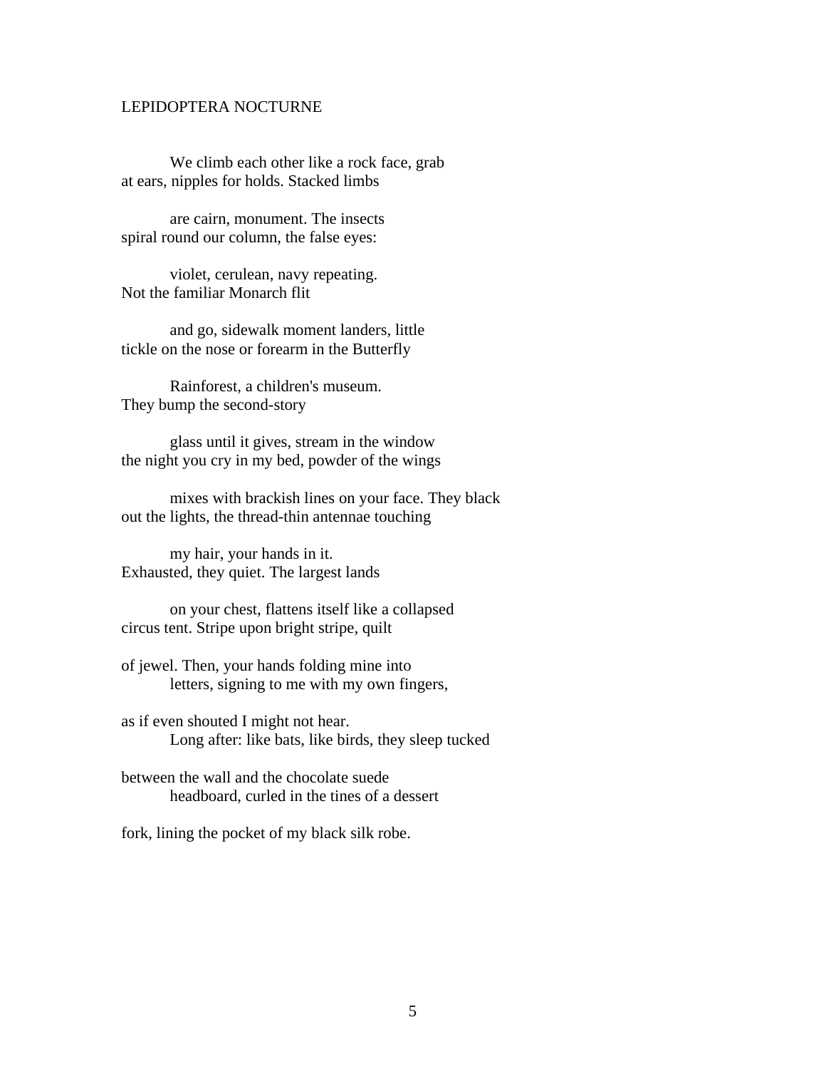## LEPIDOPTERA NOCTURNE

We climb each other like a rock face, grab
at ears, nipples for holds. Stacked limbs

are cairn, monument. The insects
spiral round our column, the false eyes:

violet, cerulean, navy repeating.
Not the familiar Monarch flit

and go, sidewalk moment landers, little
tickle on the nose or forearm in the Butterfly

Rainforest, a children's museum.
They bump the second-story

glass until it gives, stream in the window
the night you cry in my bed, powder of the wings

mixes with brackish lines on your face. They black
out the lights, the thread-thin antennae touching

my hair, your hands in it.
Exhausted, they quiet. The largest lands

on your chest, flattens itself like a collapsed
circus tent. Stripe upon bright stripe, quilt

of jewel. Then, your hands folding mine into
letters, signing to me with my own fingers,

as if even shouted I might not hear.
Long after: like bats, like birds, they sleep tucked

between the wall and the chocolate suede
headboard, curled in the tines of a dessert

fork, lining the pocket of my black silk robe.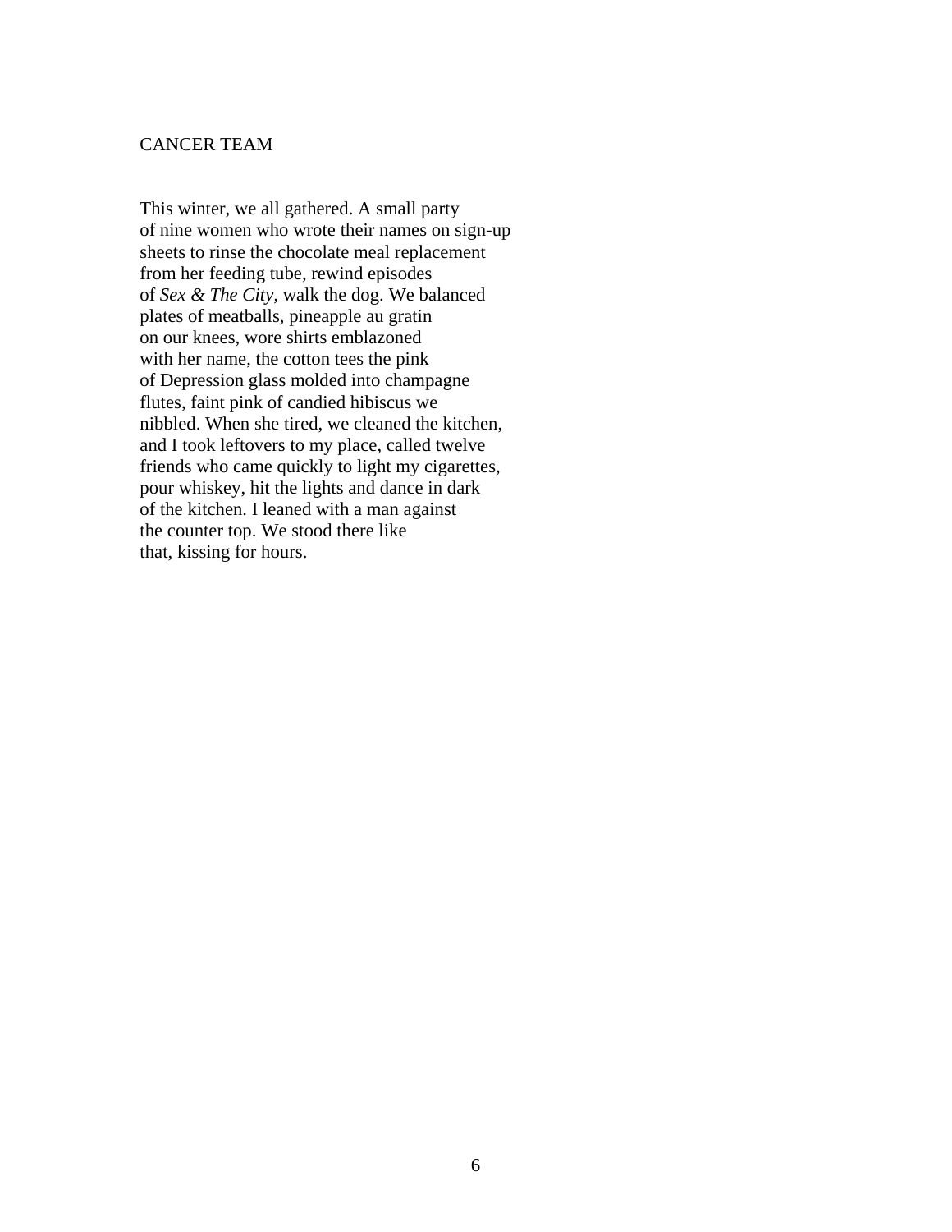## CANCER TEAM

This winter, we all gathered. A small party  
of nine women who wrote their names on sign-up  
sheets to rinse the chocolate meal replacement  
from her feeding tube, rewind episodes  
of *Sex & The City*, walk the dog. We balanced  
plates of meatballs, pineapple au gratin  
on our knees, wore shirts emblazoned  
with her name, the cotton tees the pink  
of Depression glass molded into champagne  
flutes, faint pink of candied hibiscus we  
nibbled. When she tired, we cleaned the kitchen,  
and I took leftovers to my place, called twelve  
friends who came quickly to light my cigarettes,  
pour whiskey, hit the lights and dance in dark  
of the kitchen. I leaned with a man against  
the counter top. We stood there like  
that, kissing for hours.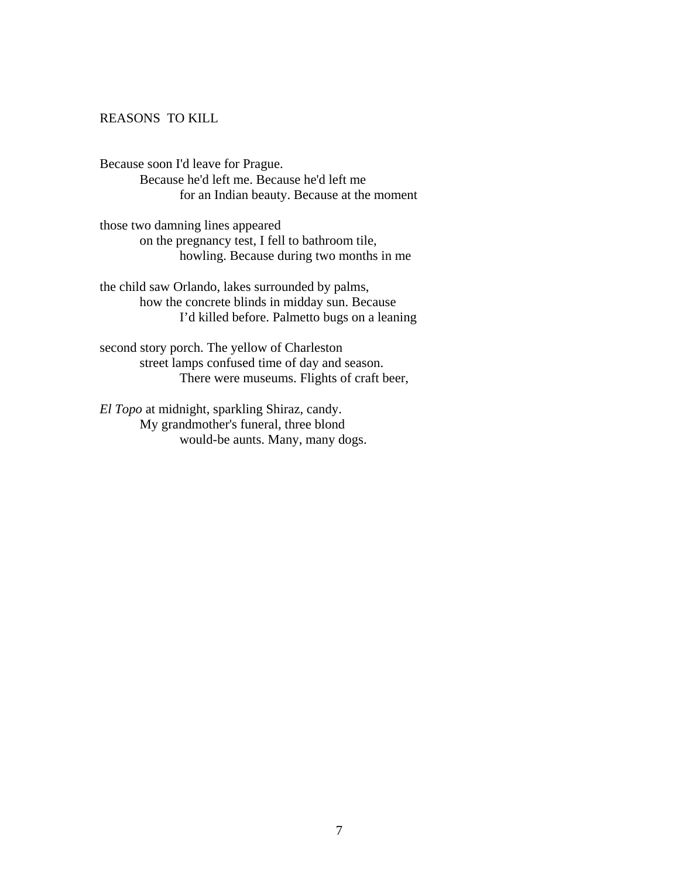## REASONS TO KILL

Because soon I'd leave for Prague.
          Because he'd left me. Because he'd left me
                    for an Indian beauty. Because at the moment

those two damning lines appeared
          on the pregnancy test, I fell to bathroom tile,
                    howling. Because during two months in me

the child saw Orlando, lakes surrounded by palms,
          how the concrete blinds in midday sun. Because
                    I'd killed before. Palmetto bugs on a leaning

second story porch. The yellow of Charleston
          street lamps confused time of day and season.
                    There were museums. Flights of craft beer,

*El Topo* at midnight, sparkling Shiraz, candy.
          My grandmother's funeral, three blond
                    would-be aunts. Many, many dogs.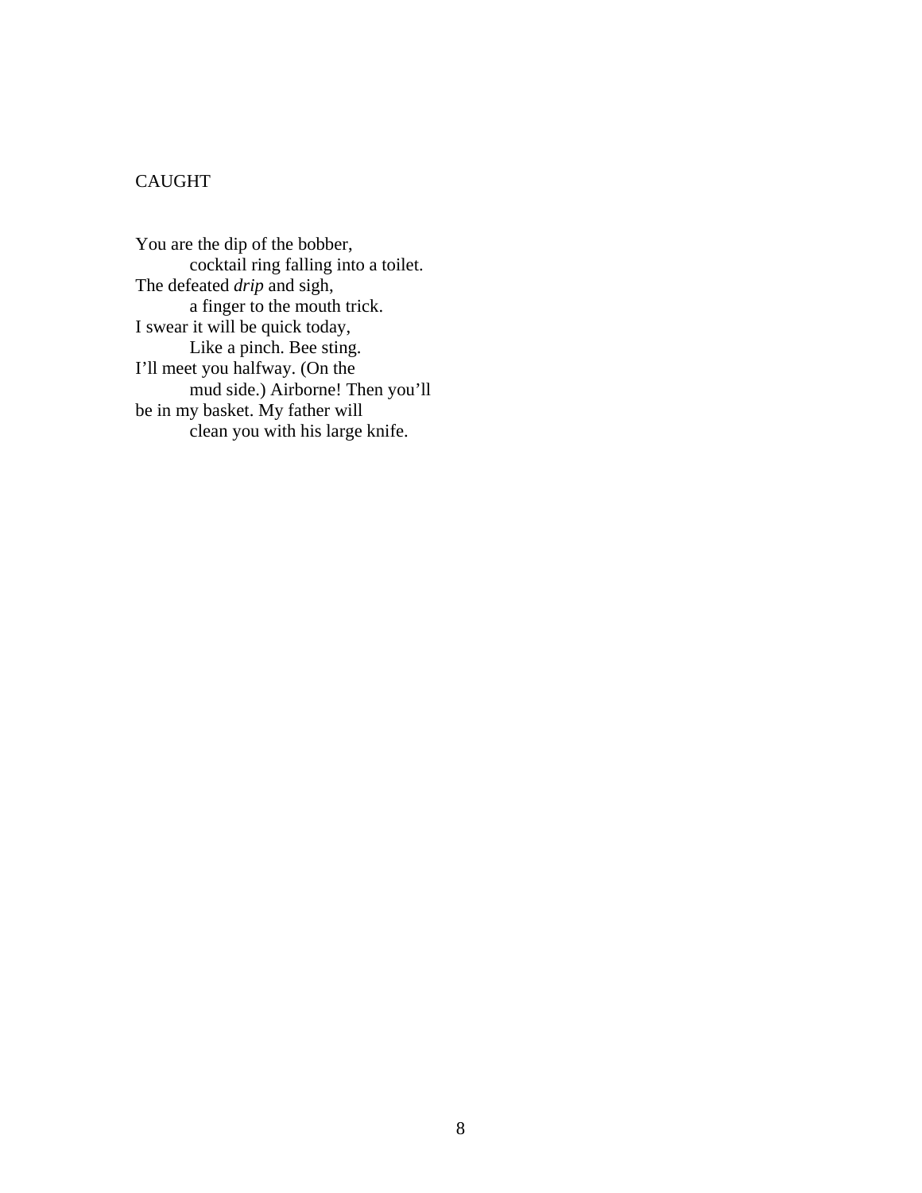# CAUGHT

You are the dip of the bobber,  
&emsp;&emsp;cocktail ring falling into a toilet.  
The defeated *drip* and sigh,  
&emsp;&emsp;a finger to the mouth trick.  
I swear it will be quick today,  
&emsp;&emsp;Like a pinch. Bee sting.  
I'll meet you halfway. (On the  
&emsp;&emsp;mud side.) Airborne! Then you'll  
be in my basket. My father will  
&emsp;&emsp;clean you with his large knife.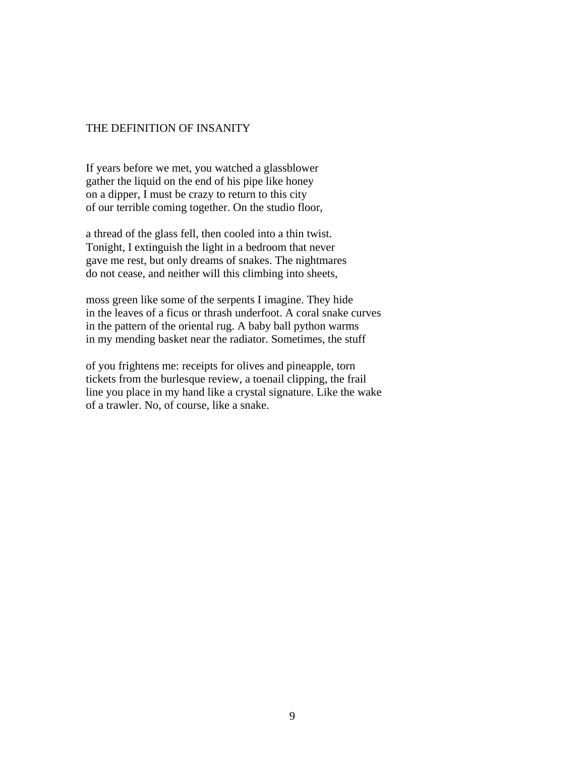# THE DEFINITION OF INSANITY

If years before we met, you watched a glassblower  
gather the liquid on the end of his pipe like honey  
on a dipper, I must be crazy to return to this city  
of our terrible coming together. On the studio floor,

a thread of the glass fell, then cooled into a thin twist.  
Tonight, I extinguish the light in a bedroom that never  
gave me rest, but only dreams of snakes. The nightmares  
do not cease, and neither will this climbing into sheets,

moss green like some of the serpents I imagine. They hide  
in the leaves of a ficus or thrash underfoot. A coral snake curves  
in the pattern of the oriental rug. A baby ball python warms  
in my mending basket near the radiator. Sometimes, the stuff

of you frightens me: receipts for olives and pineapple, torn  
tickets from the burlesque review, a toenail clipping, the frail  
line you place in my hand like a crystal signature. Like the wake  
of a trawler. No, of course, like a snake.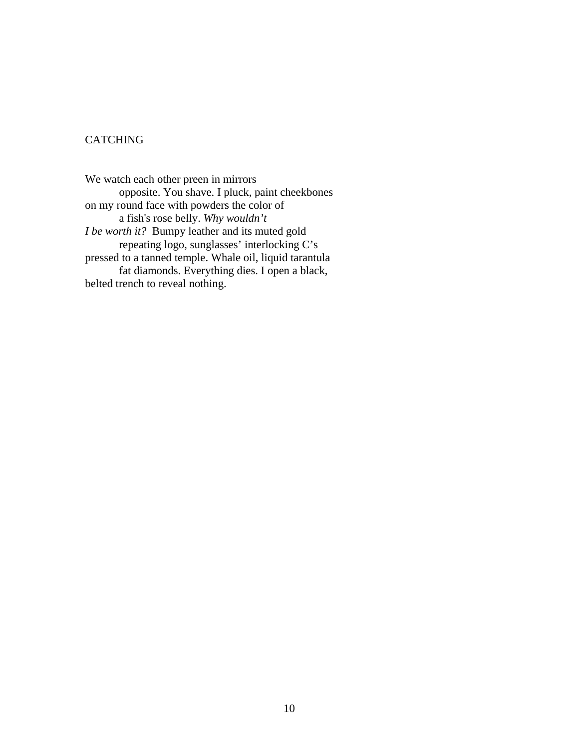## CATCHING

We watch each other preen in mirrors
        opposite. You shave. I pluck, paint cheekbones
on my round face with powders the color of
        a fish's rose belly. *Why wouldn't
I be worth it?* Bumpy leather and its muted gold
        repeating logo, sunglasses' interlocking C's
pressed to a tanned temple. Whale oil, liquid tarantula
        fat diamonds. Everything dies. I open a black,
belted trench to reveal nothing.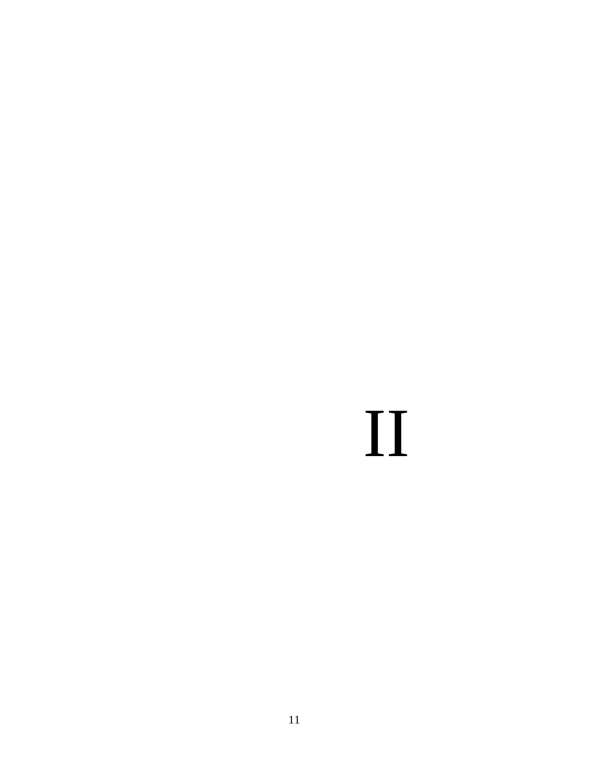# II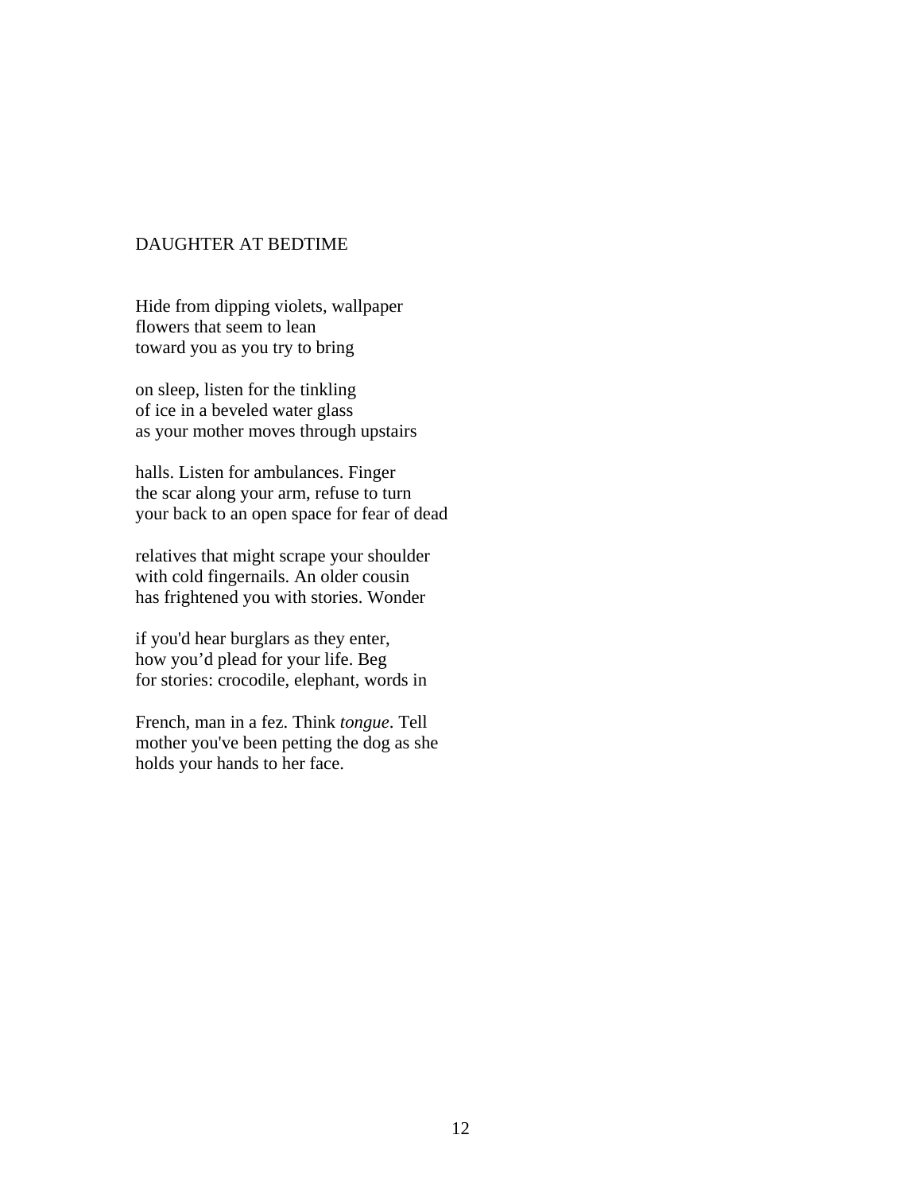## DAUGHTER AT BEDTIME

Hide from dipping violets, wallpaper
flowers that seem to lean
toward you as you try to bring

on sleep, listen for the tinkling
of ice in a beveled water glass
as your mother moves through upstairs

halls. Listen for ambulances. Finger
the scar along your arm, refuse to turn
your back to an open space for fear of dead

relatives that might scrape your shoulder
with cold fingernails. An older cousin
has frightened you with stories. Wonder

if you'd hear burglars as they enter,
how you'd plead for your life. Beg
for stories: crocodile, elephant, words in

French, man in a fez. Think *tongue*. Tell
mother you've been petting the dog as she
holds your hands to her face.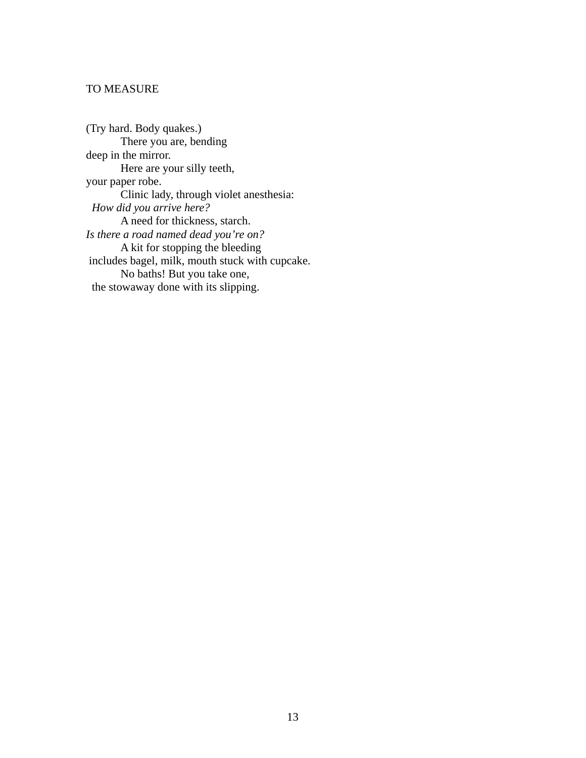# TO MEASURE

(Try hard. Body quakes.)
        There you are, bending
deep in the mirror.
        Here are your silly teeth,
your paper robe.
        Clinic lady, through violet anesthesia:
  *How did you arrive here?*
        A need for thickness, starch.
*Is there a road named dead you're on?*
        A kit for stopping the bleeding
 includes bagel, milk, mouth stuck with cupcake.
        No baths! But you take one,
  the stowaway done with its slipping.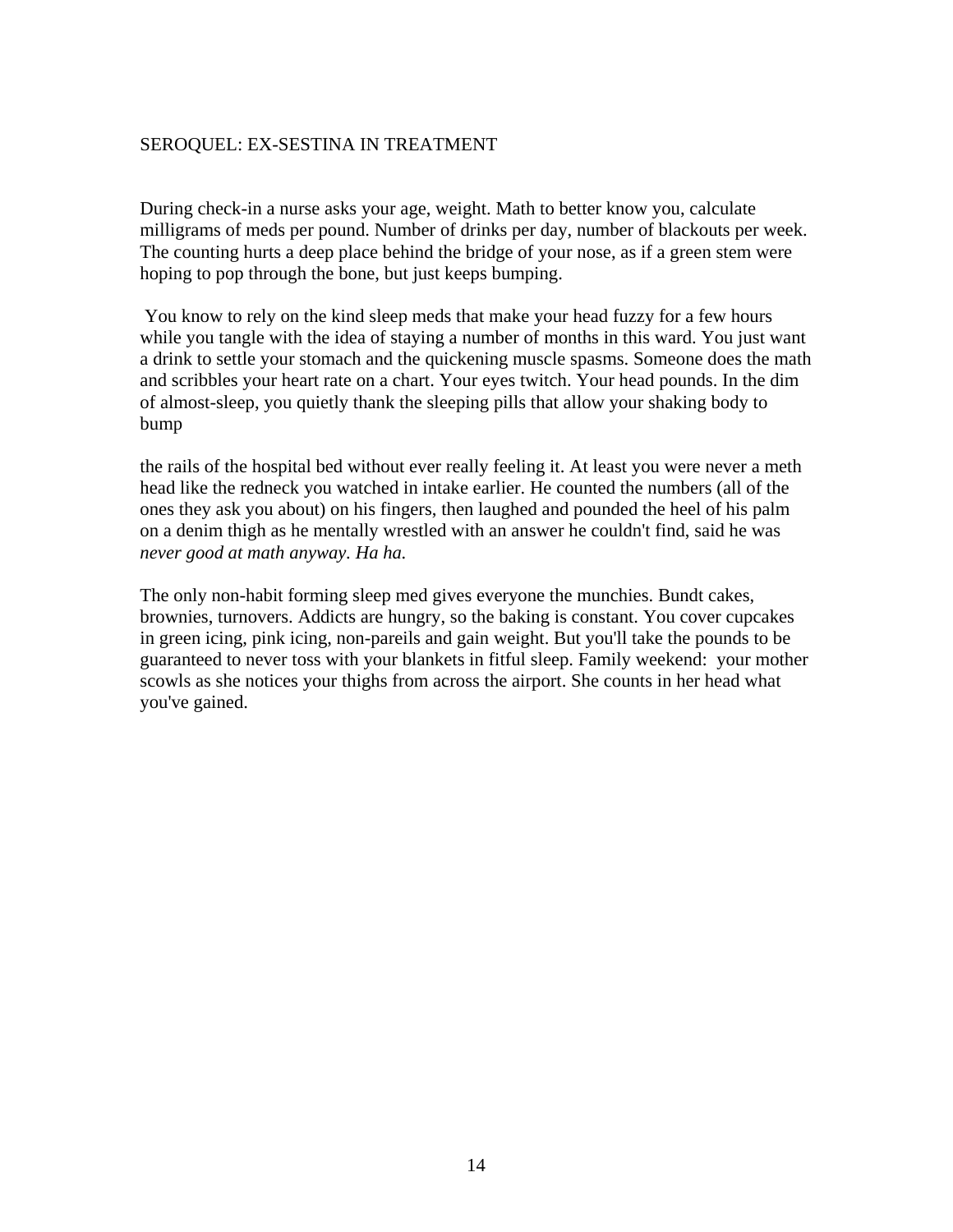SEROQUEL: EX-SESTINA IN TREATMENT

During check-in a nurse asks your age, weight. Math to better know you, calculate milligrams of meds per pound. Number of drinks per day, number of blackouts per week. The counting hurts a deep place behind the bridge of your nose, as if a green stem were hoping to pop through the bone, but just keeps bumping.

You know to rely on the kind sleep meds that make your head fuzzy for a few hours while you tangle with the idea of staying a number of months in this ward. You just want a drink to settle your stomach and the quickening muscle spasms. Someone does the math and scribbles your heart rate on a chart. Your eyes twitch. Your head pounds. In the dim of almost-sleep, you quietly thank the sleeping pills that allow your shaking body to bump

the rails of the hospital bed without ever really feeling it. At least you were never a meth head like the redneck you watched in intake earlier. He counted the numbers (all of the ones they ask you about) on his fingers, then laughed and pounded the heel of his palm on a denim thigh as he mentally wrestled with an answer he couldn't find, said he was *never good at math anyway. Ha ha.*

The only non-habit forming sleep med gives everyone the munchies. Bundt cakes, brownies, turnovers. Addicts are hungry, so the baking is constant. You cover cupcakes in green icing, pink icing, non-pareils and gain weight. But you'll take the pounds to be guaranteed to never toss with your blankets in fitful sleep. Family weekend: your mother scowls as she notices your thighs from across the airport. She counts in her head what you've gained.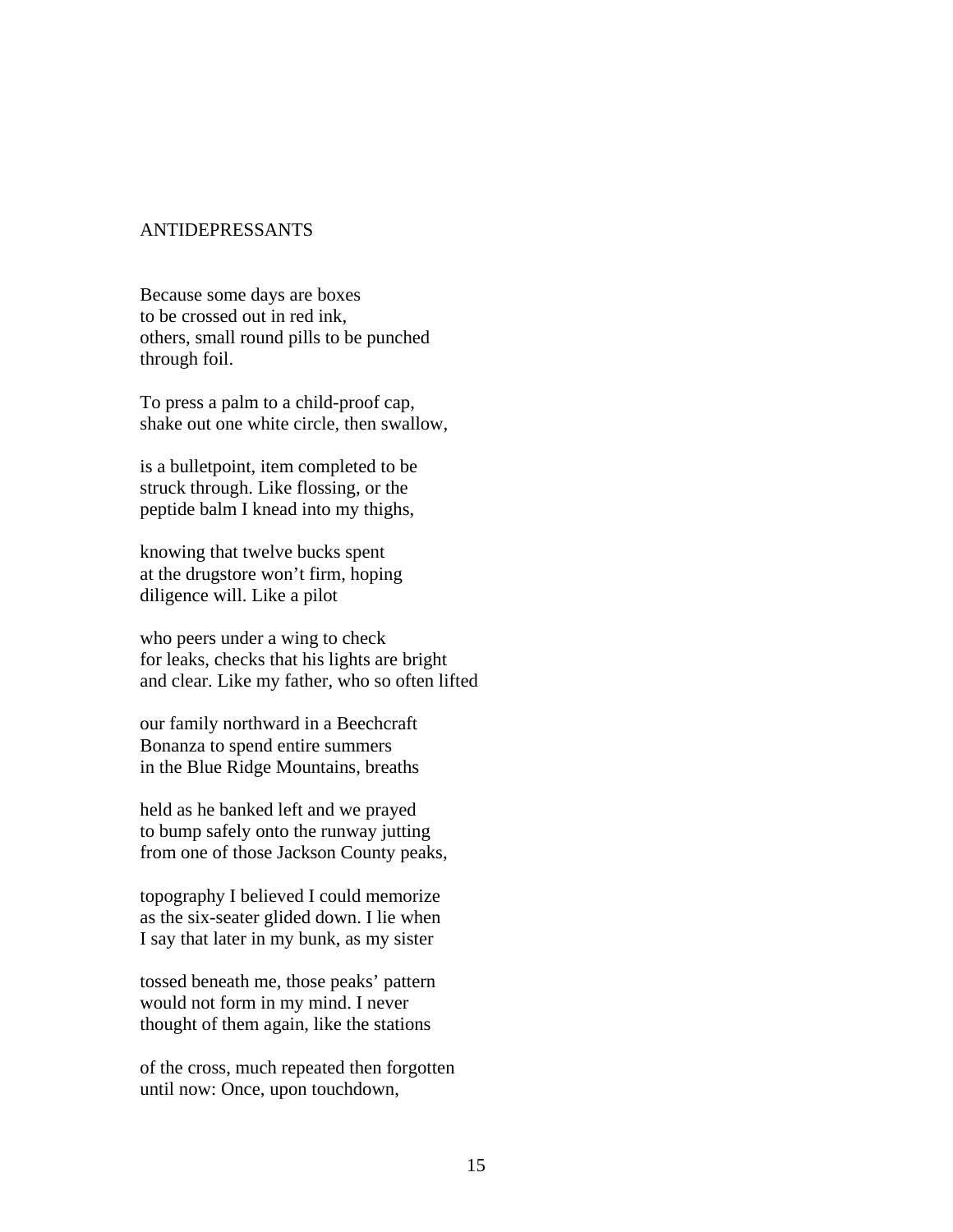## ANTIDEPRESSANTS

Because some days are boxes  
to be crossed out in red ink,  
others, small round pills to be punched  
through foil.

To press a palm to a child-proof cap,  
shake out one white circle, then swallow,

is a bulletpoint, item completed to be  
struck through. Like flossing, or the  
peptide balm I knead into my thighs,

knowing that twelve bucks spent  
at the drugstore won't firm, hoping  
diligence will. Like a pilot

who peers under a wing to check  
for leaks, checks that his lights are bright  
and clear. Like my father, who so often lifted

our family northward in a Beechcraft  
Bonanza to spend entire summers  
in the Blue Ridge Mountains, breaths

held as he banked left and we prayed  
to bump safely onto the runway jutting  
from one of those Jackson County peaks,

topography I believed I could memorize  
as the six-seater glided down. I lie when  
I say that later in my bunk, as my sister

tossed beneath me, those peaks' pattern  
would not form in my mind. I never  
thought of them again, like the stations

of the cross, much repeated then forgotten  
until now: Once, upon touchdown,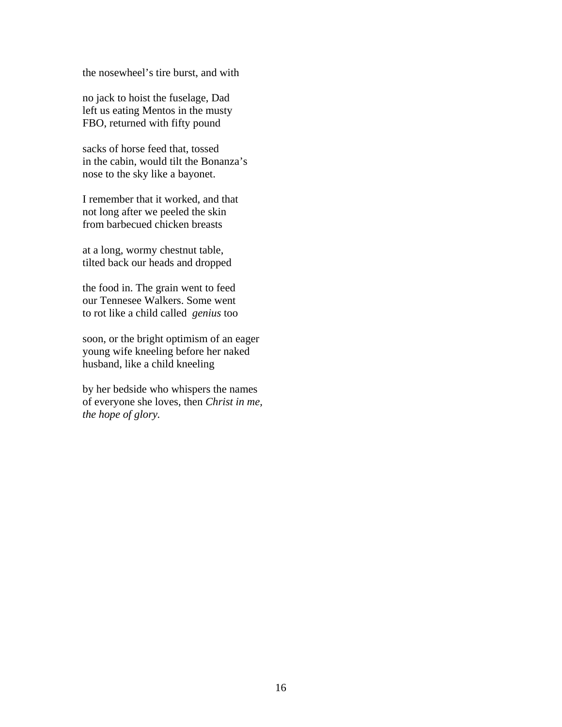the nosewheel's tire burst, and with

no jack to hoist the fuselage, Dad
left us eating Mentos in the musty
FBO, returned with fifty pound

sacks of horse feed that, tossed
in the cabin, would tilt the Bonanza's
nose to the sky like a bayonet.

I remember that it worked, and that
not long after we peeled the skin
from barbecued chicken breasts

at a long, wormy chestnut table,
tilted back our heads and dropped

the food in. The grain went to feed
our Tennessee Walkers. Some went
to rot like a child called *genius* too

soon, or the bright optimism of an eager
young wife kneeling before her naked
husband, like a child kneeling

by her bedside who whispers the names
of everyone she loves, then *Christ in me,*
*the hope of glory.*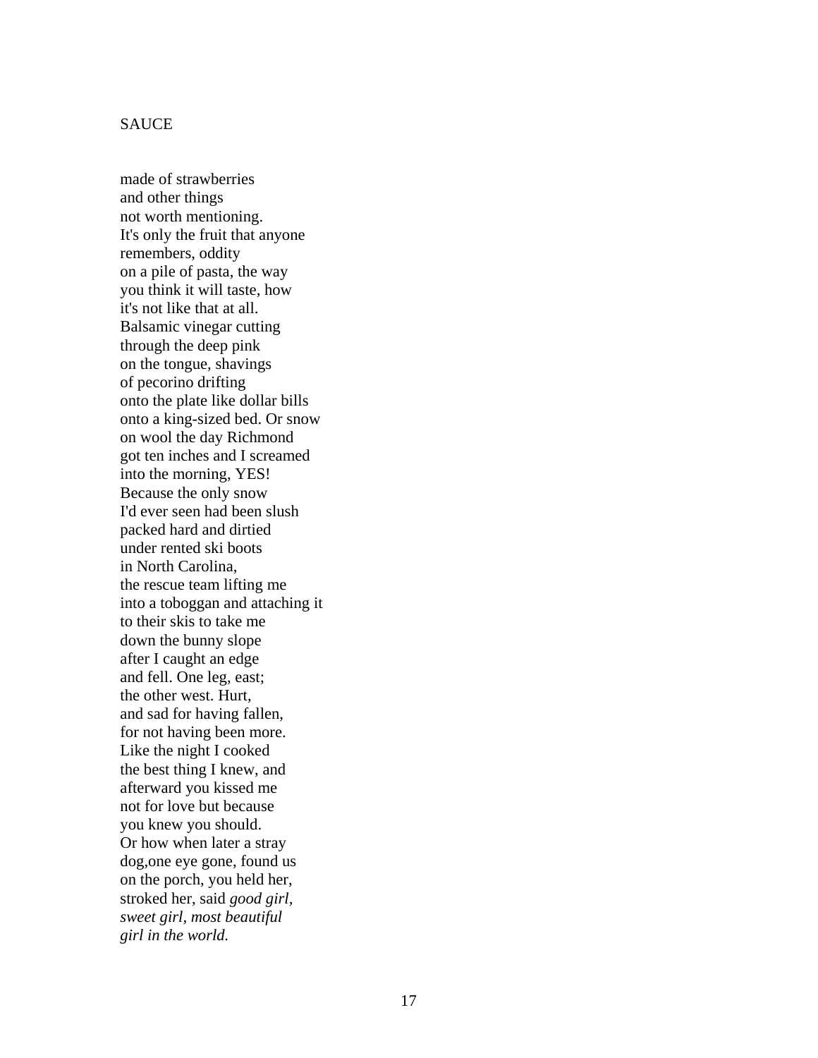## SAUCE

made of strawberries  
and other things  
not worth mentioning.  
It's only the fruit that anyone  
remembers, oddity  
on a pile of pasta, the way  
you think it will taste, how  
it's not like that at all.  
Balsamic vinegar cutting  
through the deep pink  
on the tongue, shavings  
of pecorino drifting  
onto the plate like dollar bills  
onto a king-sized bed. Or snow  
on wool the day Richmond  
got ten inches and I screamed  
into the morning, YES!  
Because the only snow  
I'd ever seen had been slush  
packed hard and dirtied  
under rented ski boots  
in North Carolina,  
the rescue team lifting me  
into a toboggan and attaching it  
to their skis to take me  
down the bunny slope  
after I caught an edge  
and fell. One leg, east;  
the other west. Hurt,  
and sad for having fallen,  
for not having been more.  
Like the night I cooked  
the best thing I knew, and  
afterward you kissed me  
not for love but because  
you knew you should.  
Or how when later a stray  
dog,one eye gone, found us  
on the porch, you held her,  
stroked her, said *good girl,*  
*sweet girl, most beautiful*  
*girl in the world.*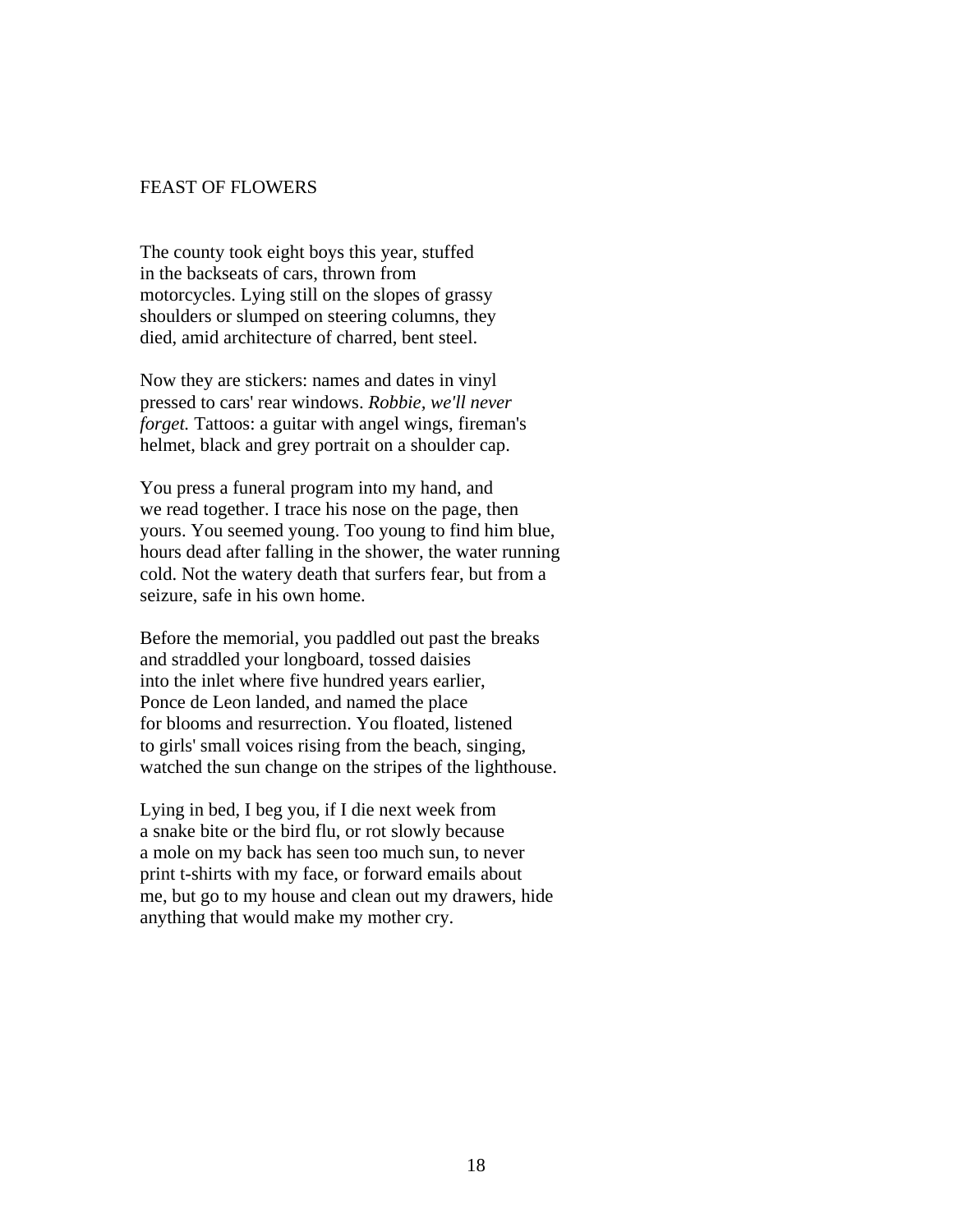# FEAST OF FLOWERS

The county took eight boys this year, stuffed  
in the backseats of cars, thrown from  
motorcycles. Lying still on the slopes of grassy  
shoulders or slumped on steering columns, they  
died, amid architecture of charred, bent steel.

Now they are stickers: names and dates in vinyl  
pressed to cars' rear windows. *Robbie, we'll never  
forget.* Tattoos: a guitar with angel wings, fireman's  
helmet, black and grey portrait on a shoulder cap.

You press a funeral program into my hand, and  
we read together. I trace his nose on the page, then  
yours. You seemed young. Too young to find him blue,  
hours dead after falling in the shower, the water running  
cold. Not the watery death that surfers fear, but from a  
seizure, safe in his own home.

Before the memorial, you paddled out past the breaks  
and straddled your longboard, tossed daisies  
into the inlet where five hundred years earlier,  
Ponce de Leon landed, and named the place  
for blooms and resurrection. You floated, listened  
to girls' small voices rising from the beach, singing,  
watched the sun change on the stripes of the lighthouse.

Lying in bed, I beg you, if I die next week from  
a snake bite or the bird flu, or rot slowly because  
a mole on my back has seen too much sun, to never  
print t-shirts with my face, or forward emails about  
me, but go to my house and clean out my drawers, hide  
anything that would make my mother cry.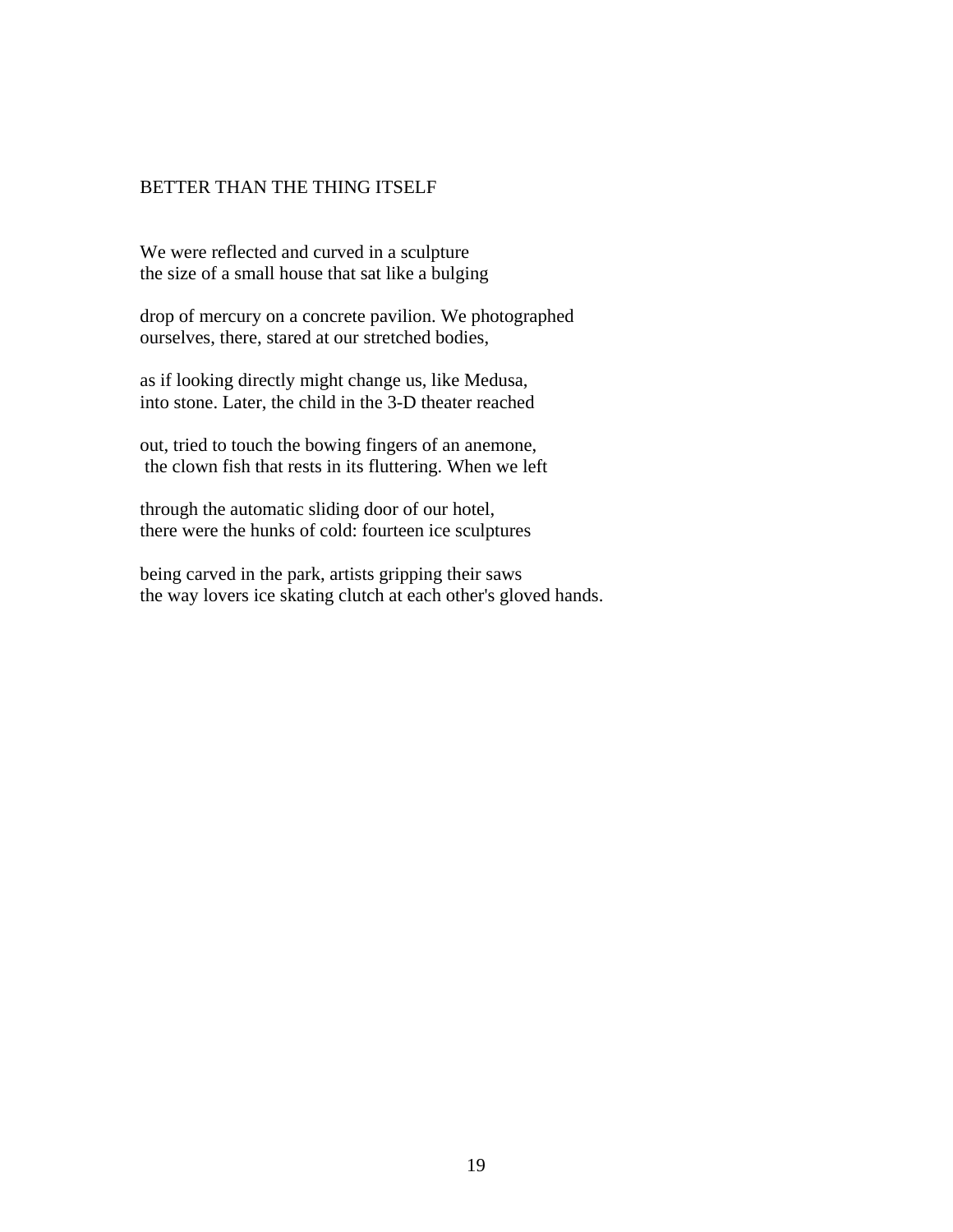## BETTER THAN THE THING ITSELF

We were reflected and curved in a sculpture  
the size of a small house that sat like a bulging

drop of mercury on a concrete pavilion. We photographed  
ourselves, there, stared at our stretched bodies,

as if looking directly might change us, like Medusa,  
into stone. Later, the child in the 3-D theater reached

out, tried to touch the bowing fingers of an anemone,  
the clown fish that rests in its fluttering. When we left

through the automatic sliding door of our hotel,  
there were the hunks of cold: fourteen ice sculptures

being carved in the park, artists gripping their saws  
the way lovers ice skating clutch at each other's gloved hands.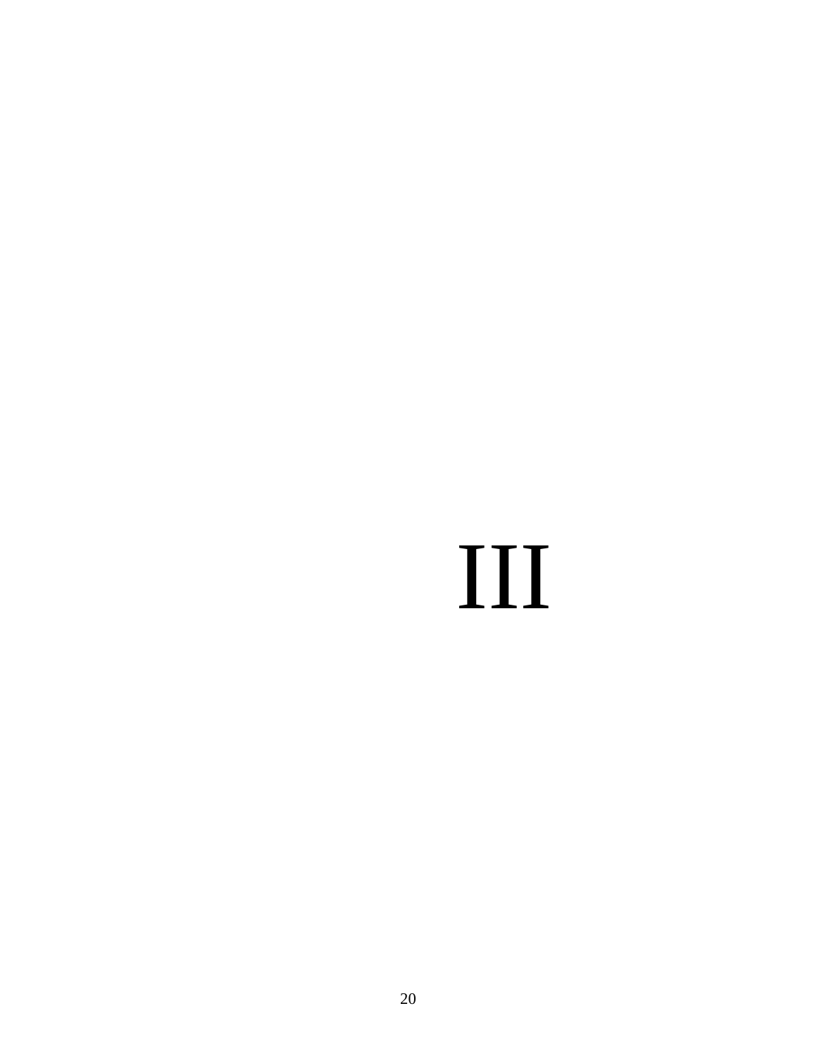# III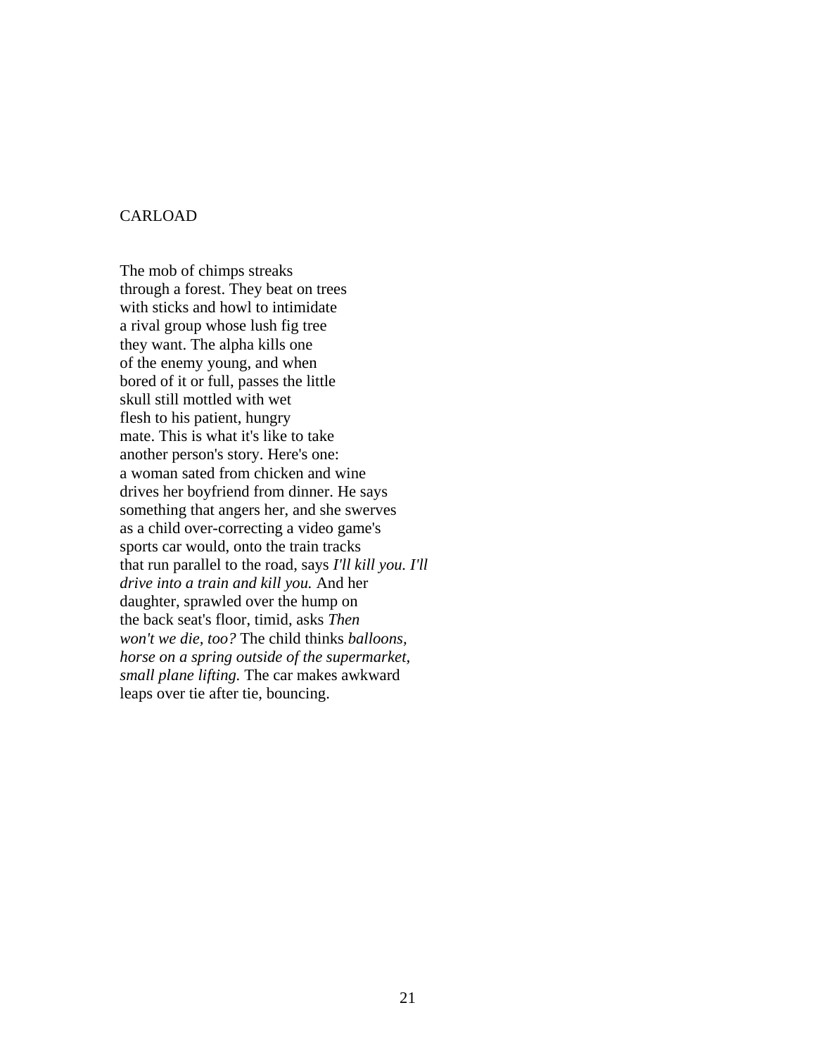# CARLOAD

The mob of chimps streaks  
through a forest. They beat on trees  
with sticks and howl to intimidate  
a rival group whose lush fig tree  
they want. The alpha kills one  
of the enemy young, and when  
bored of it or full, passes the little  
skull still mottled with wet  
flesh to his patient, hungry  
mate. This is what it's like to take  
another person's story. Here's one:  
a woman sated from chicken and wine  
drives her boyfriend from dinner. He says  
something that angers her, and she swerves  
as a child over-correcting a video game's  
sports car would, onto the train tracks  
that run parallel to the road, says *I'll kill you. I'll*  
*drive into a train and kill you.* And her  
daughter, sprawled over the hump on  
the back seat's floor, timid, asks *Then*  
*won't we die, too?* The child thinks *balloons,*  
*horse on a spring outside of the supermarket,*  
*small plane lifting.* The car makes awkward  
leaps over tie after tie, bouncing.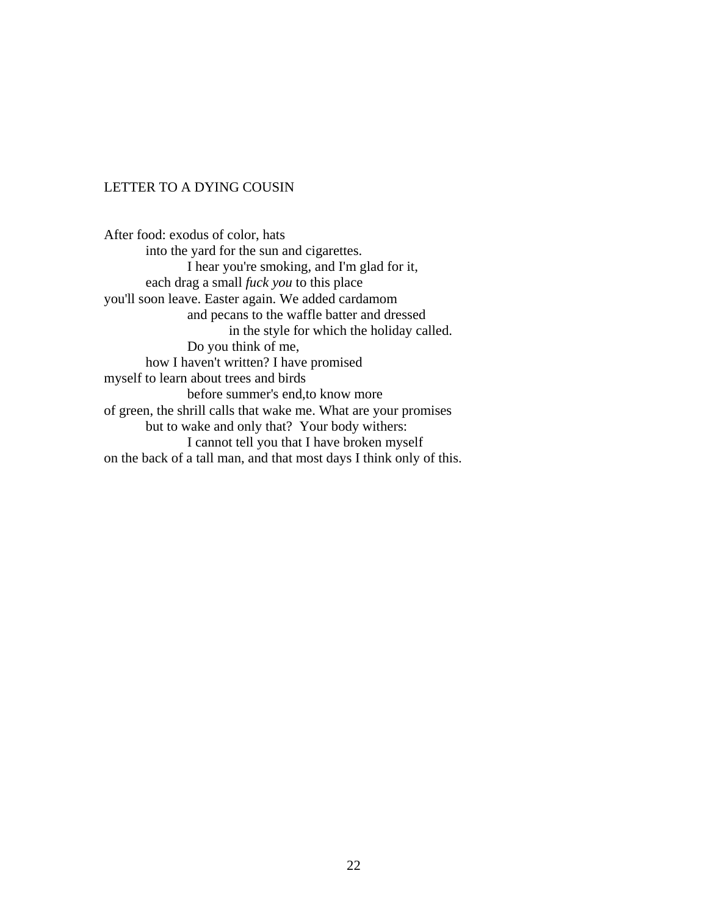## LETTER TO A DYING COUSIN

After food: exodus of color, hats  
&nbsp;&nbsp;&nbsp;&nbsp;&nbsp;&nbsp;&nbsp;&nbsp;into the yard for the sun and cigarettes.  
&nbsp;&nbsp;&nbsp;&nbsp;&nbsp;&nbsp;&nbsp;&nbsp;&nbsp;&nbsp;&nbsp;&nbsp;&nbsp;&nbsp;&nbsp;&nbsp;I hear you're smoking, and I'm glad for it,  
&nbsp;&nbsp;&nbsp;&nbsp;&nbsp;&nbsp;&nbsp;&nbsp;each drag a small *fuck you* to this place  
you'll soon leave. Easter again. We added cardamom  
&nbsp;&nbsp;&nbsp;&nbsp;&nbsp;&nbsp;&nbsp;&nbsp;&nbsp;&nbsp;&nbsp;&nbsp;&nbsp;&nbsp;&nbsp;&nbsp;and pecans to the waffle batter and dressed  
&nbsp;&nbsp;&nbsp;&nbsp;&nbsp;&nbsp;&nbsp;&nbsp;&nbsp;&nbsp;&nbsp;&nbsp;&nbsp;&nbsp;&nbsp;&nbsp;&nbsp;&nbsp;&nbsp;&nbsp;&nbsp;&nbsp;&nbsp;&nbsp;in the style for which the holiday called.  
&nbsp;&nbsp;&nbsp;&nbsp;&nbsp;&nbsp;&nbsp;&nbsp;&nbsp;&nbsp;&nbsp;&nbsp;&nbsp;&nbsp;&nbsp;&nbsp;Do you think of me,  
&nbsp;&nbsp;&nbsp;&nbsp;&nbsp;&nbsp;&nbsp;&nbsp;how I haven't written? I have promised  
myself to learn about trees and birds  
&nbsp;&nbsp;&nbsp;&nbsp;&nbsp;&nbsp;&nbsp;&nbsp;&nbsp;&nbsp;&nbsp;&nbsp;&nbsp;&nbsp;&nbsp;&nbsp;before summer's end,to know more  
of green, the shrill calls that wake me. What are your promises  
&nbsp;&nbsp;&nbsp;&nbsp;&nbsp;&nbsp;&nbsp;&nbsp;but to wake and only that? Your body withers:  
&nbsp;&nbsp;&nbsp;&nbsp;&nbsp;&nbsp;&nbsp;&nbsp;&nbsp;&nbsp;&nbsp;&nbsp;&nbsp;&nbsp;&nbsp;&nbsp;I cannot tell you that I have broken myself  
on the back of a tall man, and that most days I think only of this.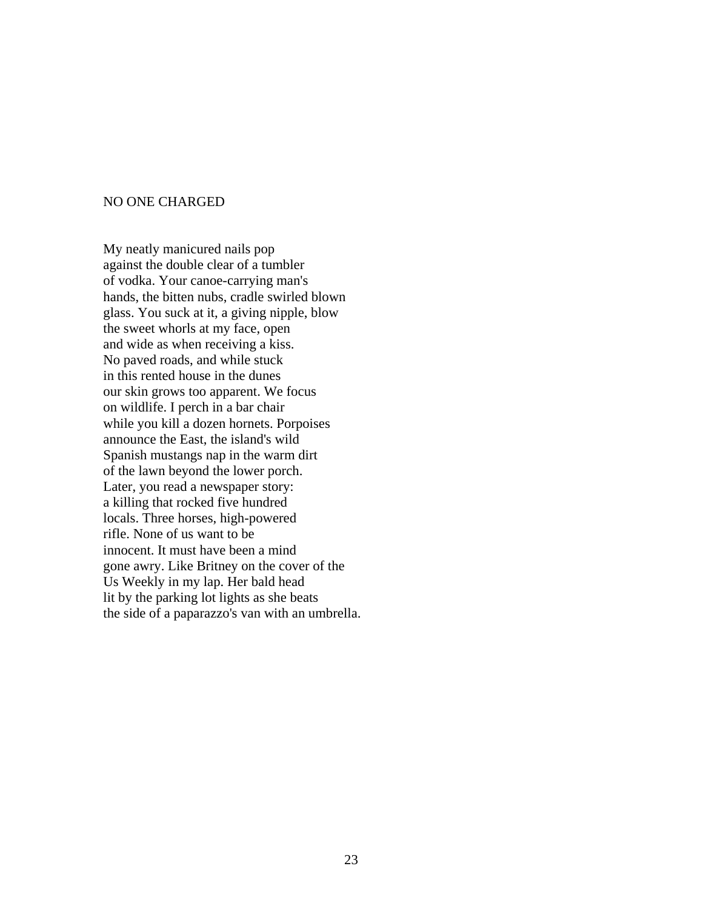# NO ONE CHARGED

My neatly manicured nails pop  
against the double clear of a tumbler  
of vodka. Your canoe-carrying man's  
hands, the bitten nubs, cradle swirled blown  
glass. You suck at it, a giving nipple, blow  
the sweet whorls at my face, open  
and wide as when receiving a kiss.  
No paved roads, and while stuck  
in this rented house in the dunes  
our skin grows too apparent. We focus  
on wildlife. I perch in a bar chair  
while you kill a dozen hornets. Porpoises  
announce the East, the island's wild  
Spanish mustangs nap in the warm dirt  
of the lawn beyond the lower porch.  
Later, you read a newspaper story:  
a killing that rocked five hundred  
locals. Three horses, high-powered  
rifle. None of us want to be  
innocent. It must have been a mind  
gone awry. Like Britney on the cover of the  
Us Weekly in my lap. Her bald head  
lit by the parking lot lights as she beats  
the side of a paparazzo's van with an umbrella.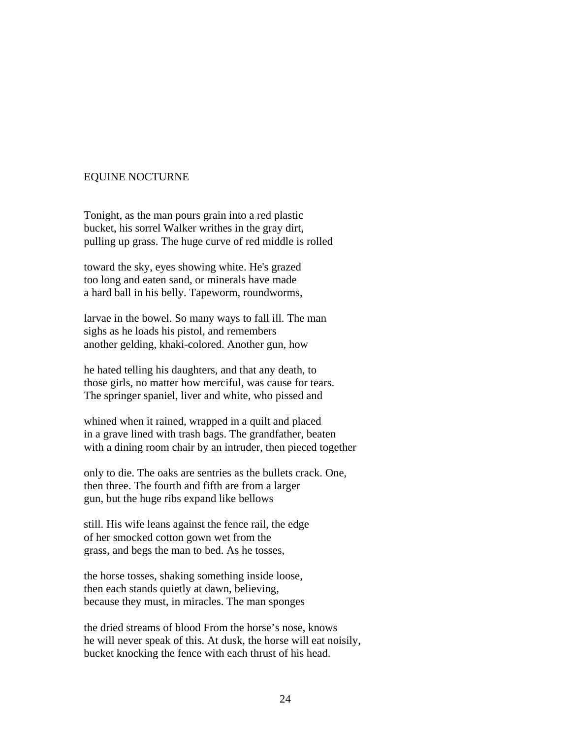# EQUINE NOCTURNE

Tonight, as the man pours grain into a red plastic  
bucket, his sorrel Walker writhes in the gray dirt,  
pulling up grass. The huge curve of red middle is rolled

toward the sky, eyes showing white. He's grazed  
too long and eaten sand, or minerals have made  
a hard ball in his belly. Tapeworm, roundworms,

larvae in the bowel. So many ways to fall ill. The man  
sighs as he loads his pistol, and remembers  
another gelding, khaki-colored. Another gun, how

he hated telling his daughters, and that any death, to  
those girls, no matter how merciful, was cause for tears.  
The springer spaniel, liver and white, who pissed and

whined when it rained, wrapped in a quilt and placed  
in a grave lined with trash bags. The grandfather, beaten  
with a dining room chair by an intruder, then pieced together

only to die. The oaks are sentries as the bullets crack. One,  
then three. The fourth and fifth are from a larger  
gun, but the huge ribs expand like bellows

still. His wife leans against the fence rail, the edge  
of her smocked cotton gown wet from the  
grass, and begs the man to bed. As he tosses,

the horse tosses, shaking something inside loose,  
then each stands quietly at dawn, believing,  
because they must, in miracles. The man sponges

the dried streams of blood From the horse's nose, knows  
he will never speak of this. At dusk, the horse will eat noisily,  
bucket knocking the fence with each thrust of his head.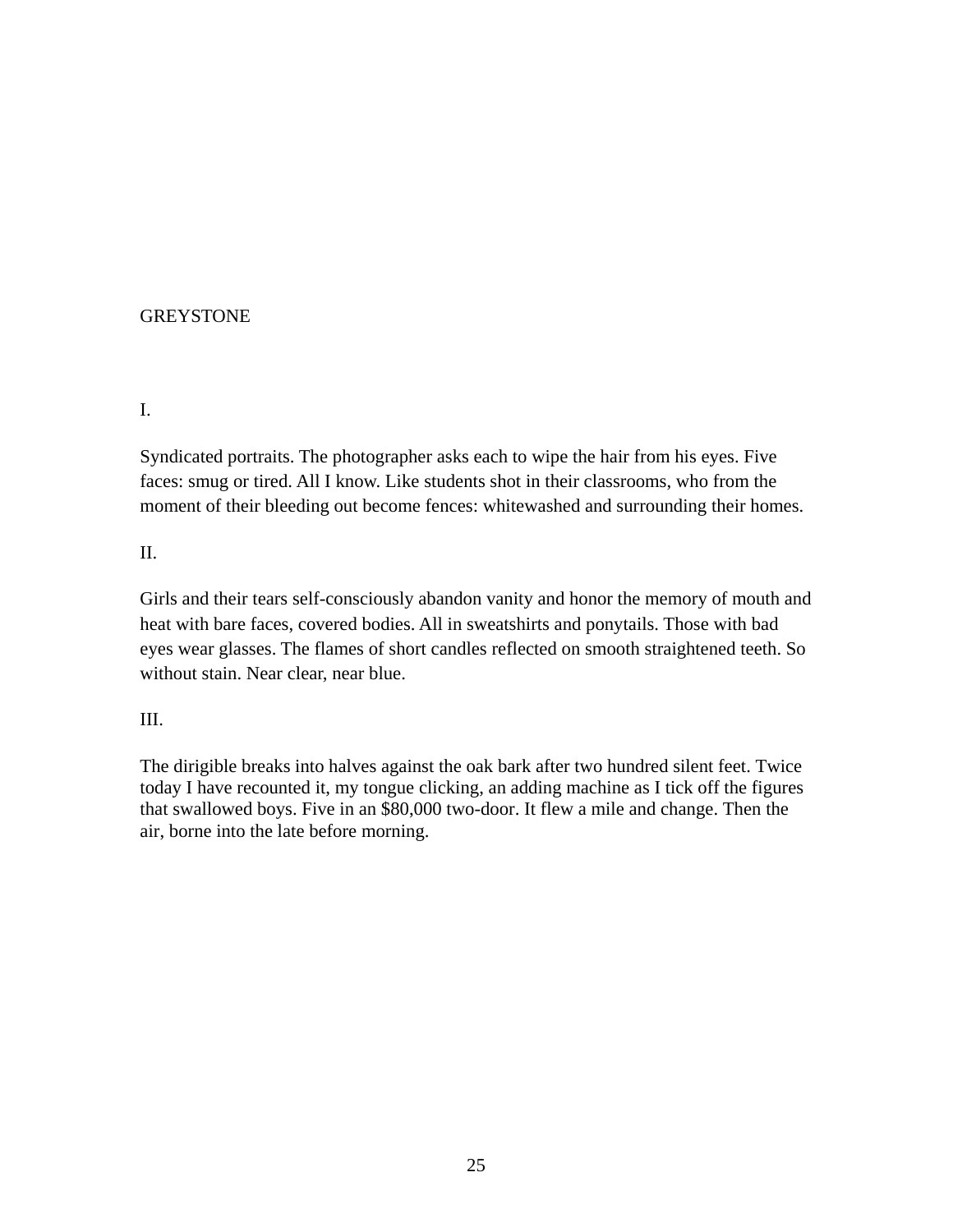# GREYSTONE

## I.

Syndicated portraits. The photographer asks each to wipe the hair from his eyes. Five faces: smug or tired. All I know. Like students shot in their classrooms, who from the moment of their bleeding out become fences: whitewashed and surrounding their homes.

## II.

Girls and their tears self-consciously abandon vanity and honor the memory of mouth and heat with bare faces, covered bodies. All in sweatshirts and ponytails. Those with bad eyes wear glasses. The flames of short candles reflected on smooth straightened teeth. So without stain. Near clear, near blue.

## III.

The dirigible breaks into halves against the oak bark after two hundred silent feet. Twice today I have recounted it, my tongue clicking, an adding machine as I tick off the figures that swallowed boys. Five in an $80,000 two-door. It flew a mile and change. Then the air, borne into the late before morning.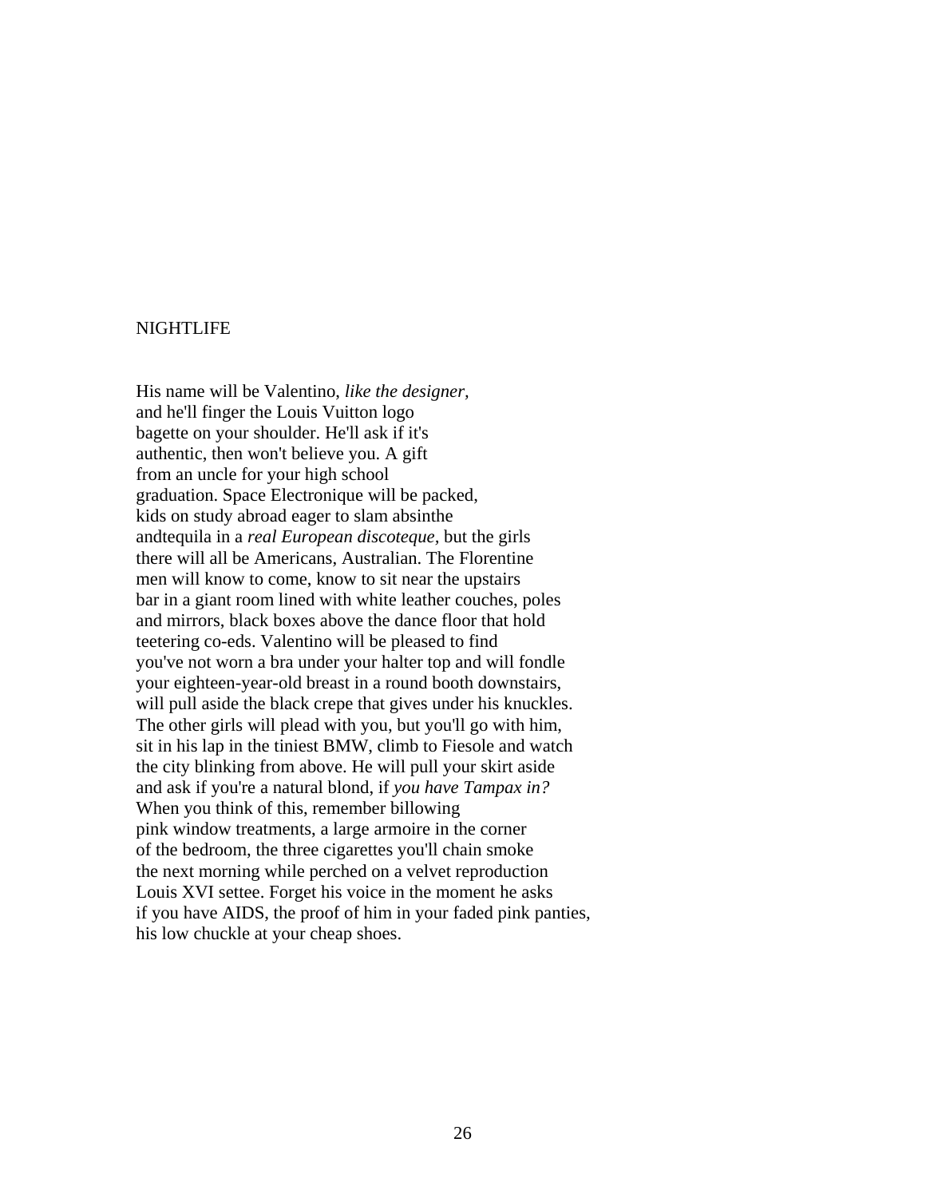# NIGHTLIFE

His name will be Valentino, *like the designer*,  
and he'll finger the Louis Vuitton logo  
bagette on your shoulder. He'll ask if it's  
authentic, then won't believe you. A gift  
from an uncle for your high school  
graduation. Space Electronique will be packed,  
kids on study abroad eager to slam absinthe  
andtequila in a *real European discoteque*, but the girls  
there will all be Americans, Australian. The Florentine  
men will know to come, know to sit near the upstairs  
bar in a giant room lined with white leather couches, poles  
and mirrors, black boxes above the dance floor that hold  
teetering co-eds. Valentino will be pleased to find  
you've not worn a bra under your halter top and will fondle  
your eighteen-year-old breast in a round booth downstairs,  
will pull aside the black crepe that gives under his knuckles.  
The other girls will plead with you, but you'll go with him,  
sit in his lap in the tiniest BMW, climb to Fiesole and watch  
the city blinking from above. He will pull your skirt aside  
and ask if you're a natural blond, if *you have Tampax in?*  
When you think of this, remember billowing  
pink window treatments, a large armoire in the corner  
of the bedroom, the three cigarettes you'll chain smoke  
the next morning while perched on a velvet reproduction  
Louis XVI settee. Forget his voice in the moment he asks  
if you have AIDS, the proof of him in your faded pink panties,  
his low chuckle at your cheap shoes.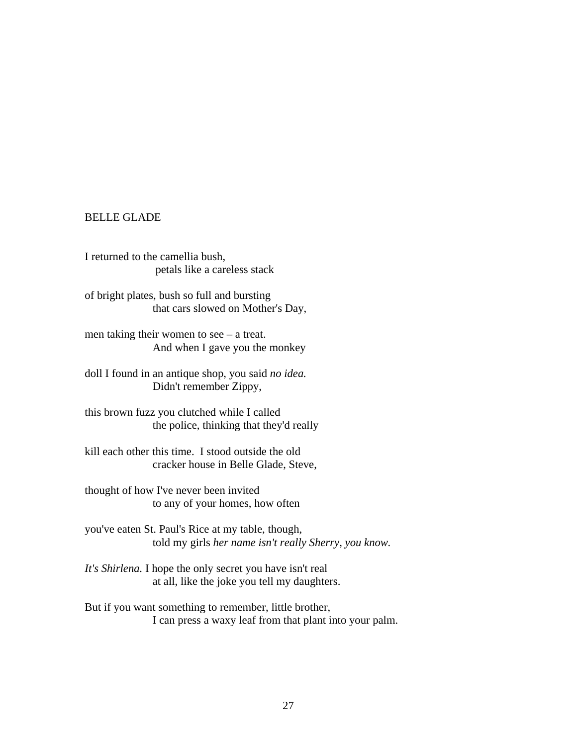## BELLE GLADE

I returned to the camellia bush,
                    petals like a careless stack

of bright plates, bush so full and bursting
                    that cars slowed on Mother's Day,

men taking their women to see – a treat.
                    And when I gave you the monkey

doll I found in an antique shop, you said *no idea.*
                    Didn't remember Zippy,

this brown fuzz you clutched while I called
                    the police, thinking that they'd really

kill each other this time.  I stood outside the old
                    cracker house in Belle Glade, Steve,

thought of how I've never been invited
                    to any of your homes, how often

you've eaten St. Paul's Rice at my table, though,
                    told my girls *her name isn't really Sherry, you know.*

*It's Shirlena.* I hope the only secret you have isn't real
                    at all, like the joke you tell my daughters.

But if you want something to remember, little brother,
                    I can press a waxy leaf from that plant into your palm.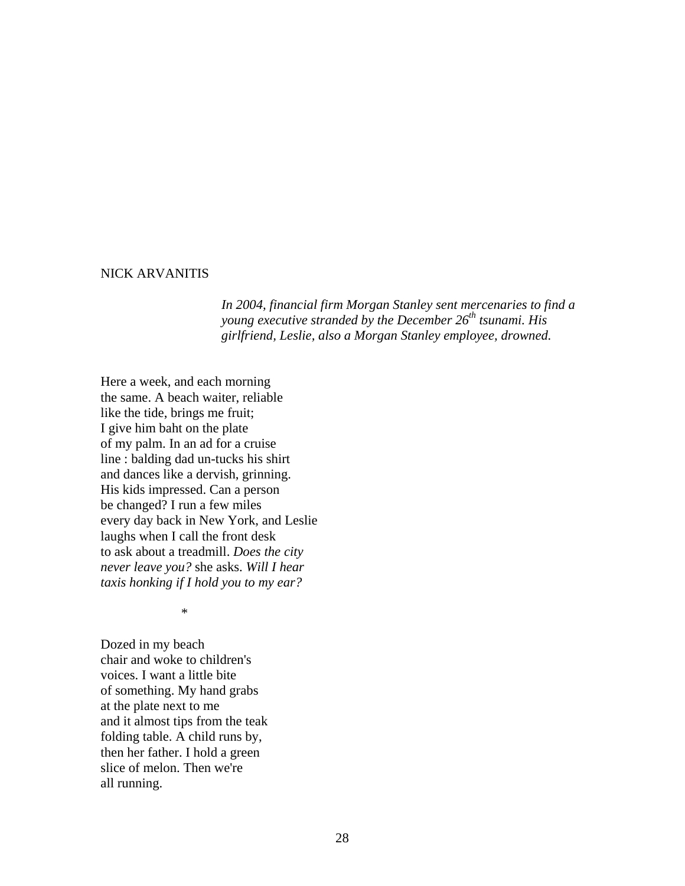NICK ARVANITIS

*In 2004, financial firm Morgan Stanley sent mercenaries to find a young executive stranded by the December 26th tsunami. His girlfriend, Leslie, also a Morgan Stanley employee, drowned.*

Here a week, and each morning  
the same. A beach waiter, reliable  
like the tide, brings me fruit;  
I give him baht on the plate  
of my palm. In an ad for a cruise  
line : balding dad un-tucks his shirt  
and dances like a dervish, grinning.  
His kids impressed. Can a person  
be changed? I run a few miles  
every day back in New York, and Leslie  
laughs when I call the front desk  
to ask about a treadmill. *Does the city*  
*never leave you?* she asks. *Will I hear*  
*taxis honking if I hold you to my ear?*

*

Dozed in my beach  
chair and woke to children's  
voices. I want a little bite  
of something. My hand grabs  
at the plate next to me  
and it almost tips from the teak  
folding table. A child runs by,  
then her father. I hold a green  
slice of melon. Then we're  
all running.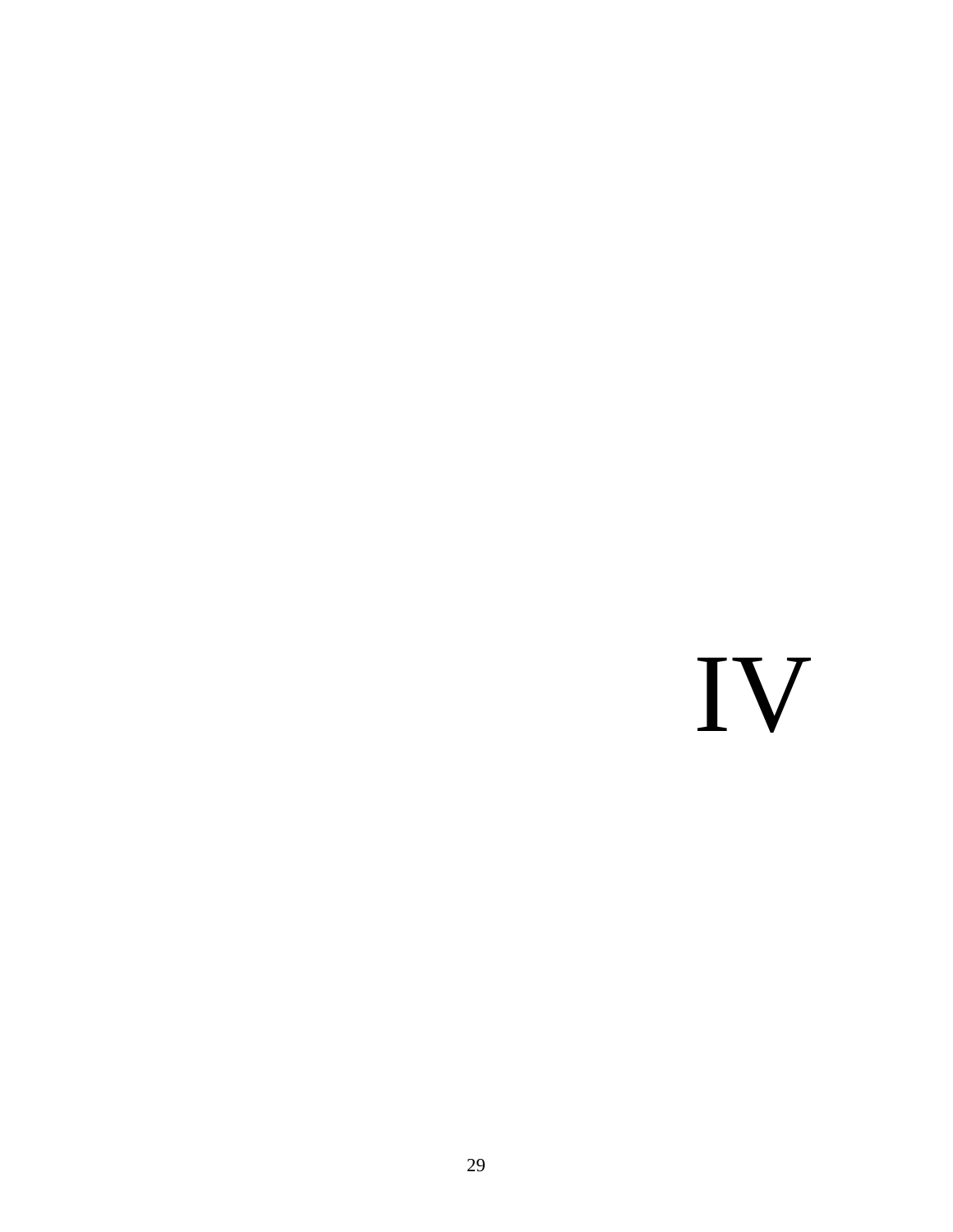# IV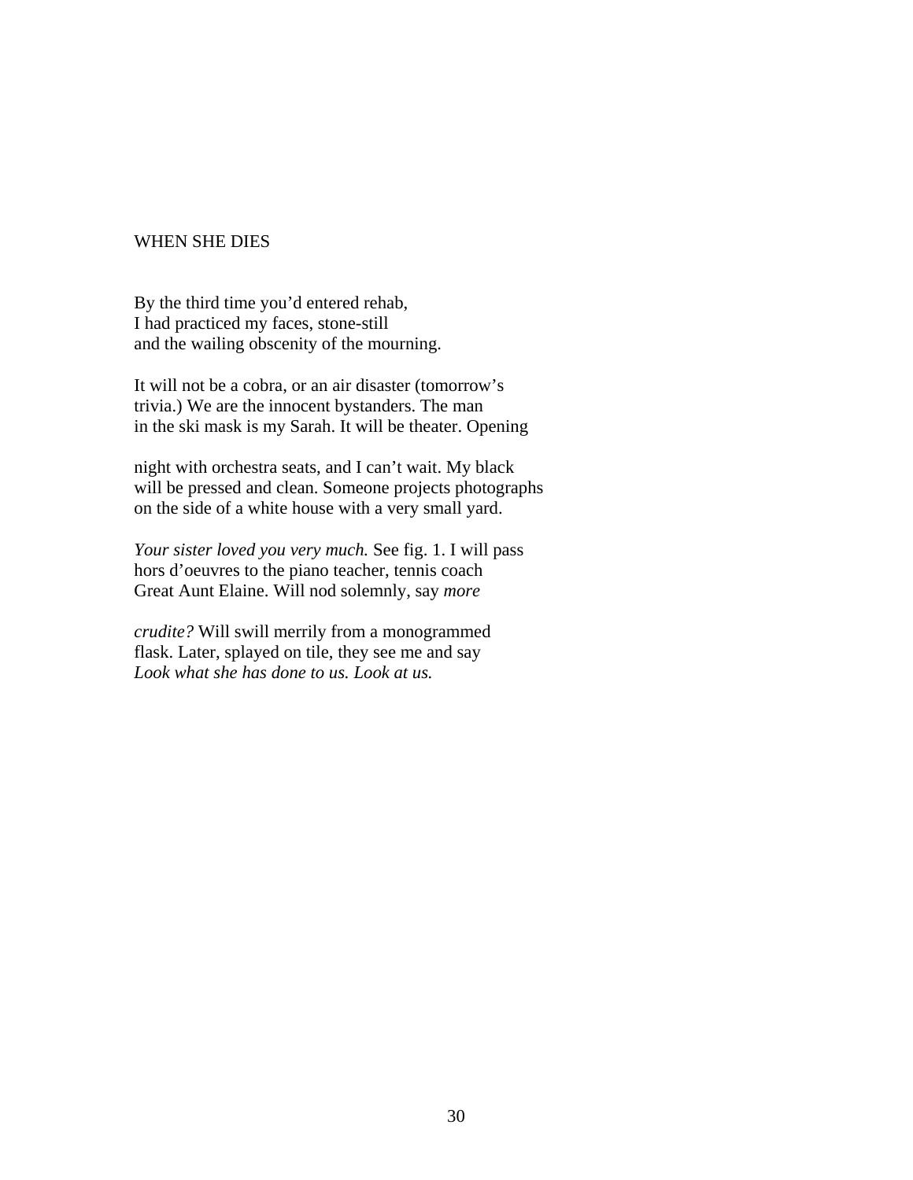# WHEN SHE DIES

By the third time you'd entered rehab,  
I had practiced my faces, stone-still  
and the wailing obscenity of the mourning.

It will not be a cobra, or an air disaster (tomorrow's  
trivia.) We are the innocent bystanders. The man  
in the ski mask is my Sarah. It will be theater. Opening

night with orchestra seats, and I can't wait. My black  
will be pressed and clean. Someone projects photographs  
on the side of a white house with a very small yard.

*Your sister loved you very much.* See fig. 1. I will pass  
hors d'oeuvres to the piano teacher, tennis coach  
Great Aunt Elaine. Will nod solemnly, say *more*

*crudite?* Will swill merrily from a monogrammed  
flask. Later, splayed on tile, they see me and say  
*Look what she has done to us. Look at us.*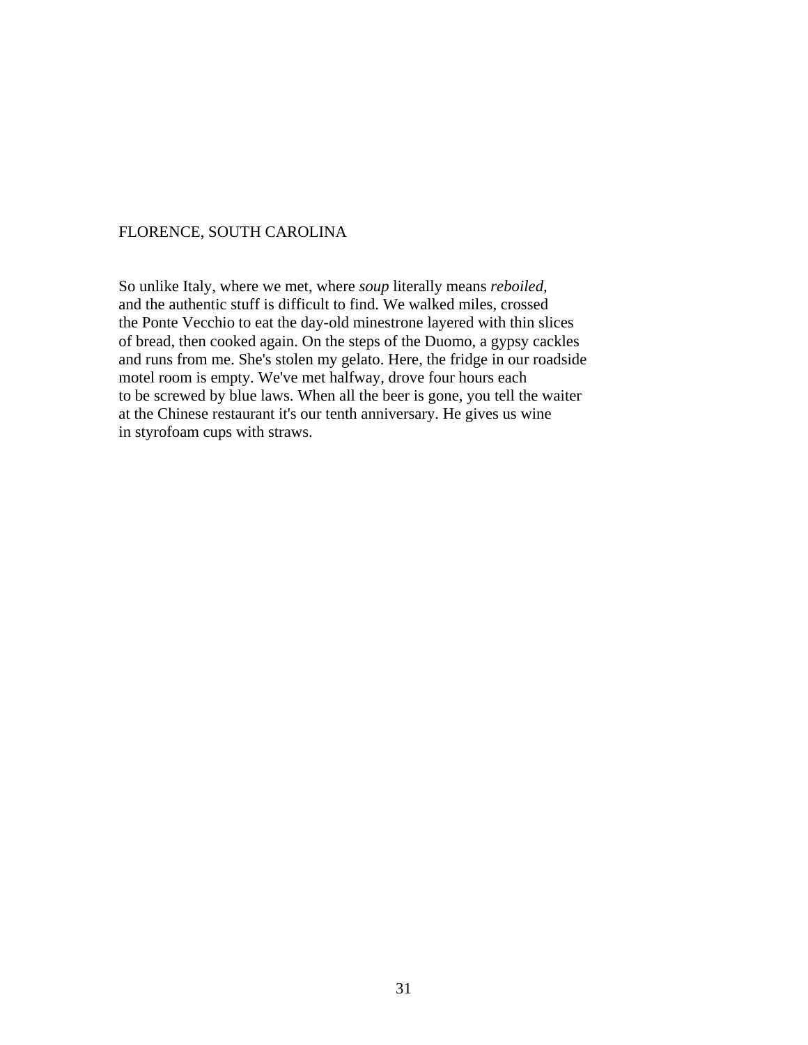## FLORENCE, SOUTH CAROLINA

So unlike Italy, where we met, where *soup* literally means *reboiled*,
and the authentic stuff is difficult to find. We walked miles, crossed
the Ponte Vecchio to eat the day-old minestrone layered with thin slices
of bread, then cooked again. On the steps of the Duomo, a gypsy cackles
and runs from me. She's stolen my gelato. Here, the fridge in our roadside
motel room is empty. We've met halfway, drove four hours each
to be screwed by blue laws. When all the beer is gone, you tell the waiter
at the Chinese restaurant it's our tenth anniversary. He gives us wine
in styrofoam cups with straws.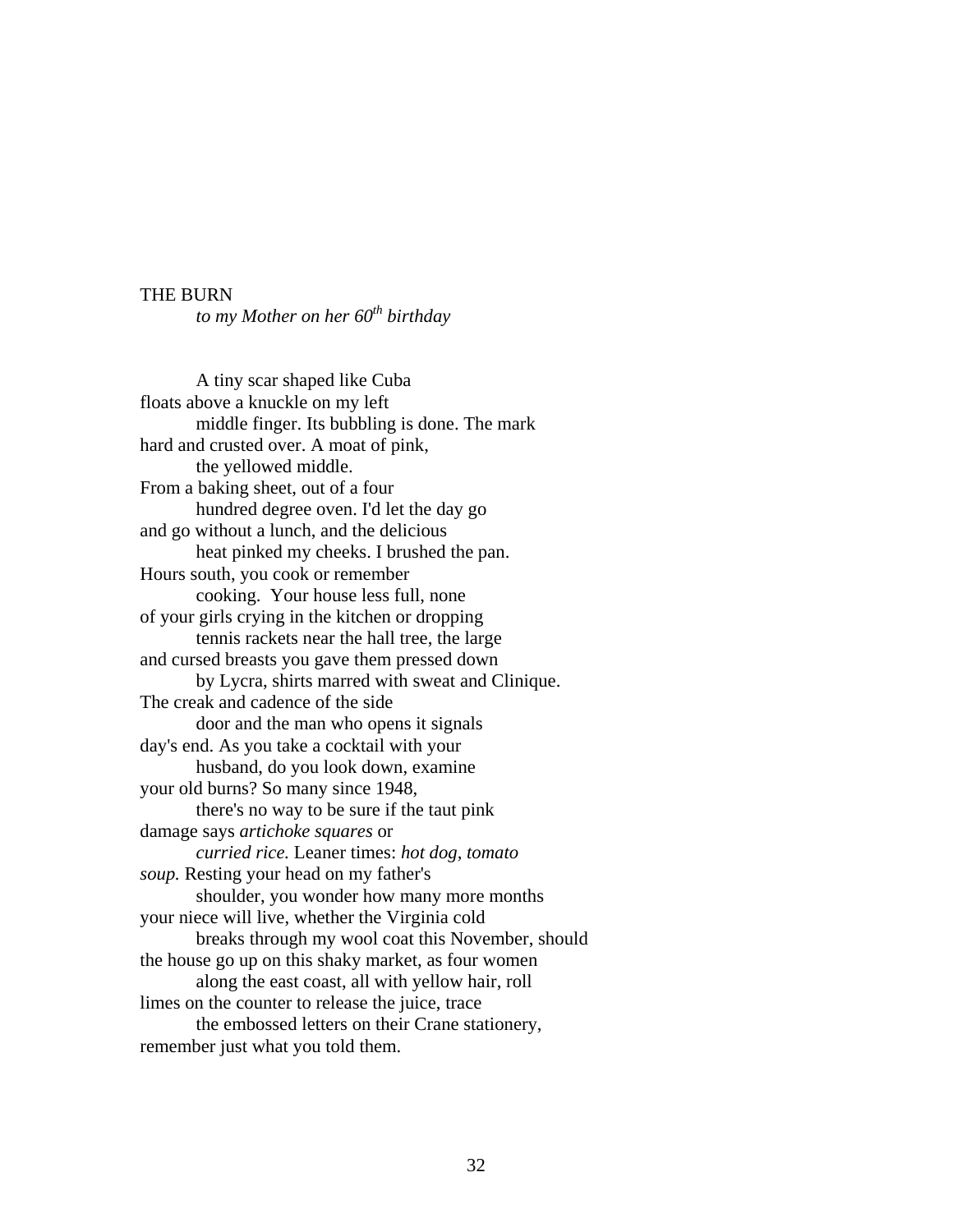## THE BURN

*to my Mother on her 60th birthday*

A tiny scar shaped like Cuba  
floats above a knuckle on my left  
middle finger. Its bubbling is done. The mark  
hard and crusted over. A moat of pink,  
the yellowed middle.  
From a baking sheet, out of a four  
hundred degree oven. I'd let the day go  
and go without a lunch, and the delicious  
heat pinked my cheeks. I brushed the pan.  
Hours south, you cook or remember  
cooking. Your house less full, none  
of your girls crying in the kitchen or dropping  
tennis rackets near the hall tree, the large  
and cursed breasts you gave them pressed down  
by Lycra, shirts marred with sweat and Clinique.  
The creak and cadence of the side  
door and the man who opens it signals  
day's end. As you take a cocktail with your  
husband, do you look down, examine  
your old burns? So many since 1948,  
there's no way to be sure if the taut pink  
damage says *artichoke squares* or  
*curried rice.* Leaner times: *hot dog, tomato*  
*soup.* Resting your head on my father's  
shoulder, you wonder how many more months  
your niece will live, whether the Virginia cold  
breaks through my wool coat this November, should  
the house go up on this shaky market, as four women  
along the east coast, all with yellow hair, roll  
limes on the counter to release the juice, trace  
the embossed letters on their Crane stationery,  
remember just what you told them.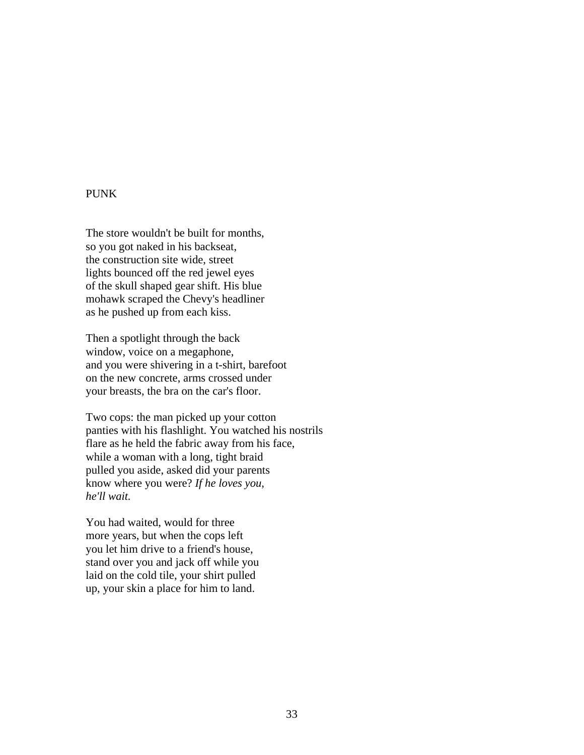# PUNK

The store wouldn't be built for months,  
so you got naked in his backseat,  
the construction site wide, street  
lights bounced off the red jewel eyes  
of the skull shaped gear shift. His blue  
mohawk scraped the Chevy's headliner  
as he pushed up from each kiss.

Then a spotlight through the back  
window, voice on a megaphone,  
and you were shivering in a t-shirt, barefoot  
on the new concrete, arms crossed under  
your breasts, the bra on the car's floor.

Two cops: the man picked up your cotton  
panties with his flashlight. You watched his nostrils  
flare as he held the fabric away from his face,  
while a woman with a long, tight braid  
pulled you aside, asked did your parents  
know where you were? *If he loves you,*  
*he'll wait.*

You had waited, would for three  
more years, but when the cops left  
you let him drive to a friend's house,  
stand over you and jack off while you  
laid on the cold tile, your shirt pulled  
up, your skin a place for him to land.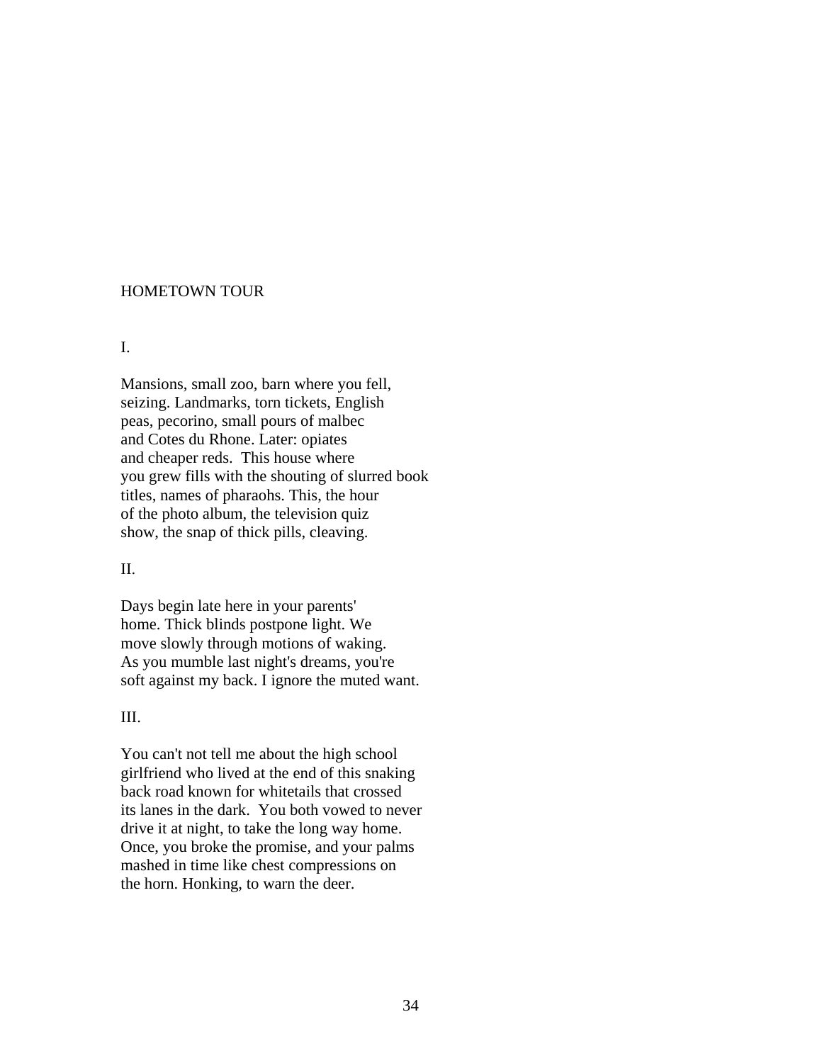# HOMETOWN TOUR

## I.

Mansions, small zoo, barn where you fell,
seizing. Landmarks, torn tickets, English
peas, pecorino, small pours of malbec
and Cotes du Rhone. Later: opiates
and cheaper reds.  This house where
you grew fills with the shouting of slurred book
titles, names of pharaohs. This, the hour
of the photo album, the television quiz
show, the snap of thick pills, cleaving.

## II.

Days begin late here in your parents'
home. Thick blinds postpone light. We
move slowly through motions of waking.
As you mumble last night's dreams, you're
soft against my back. I ignore the muted want.

## III.

You can't not tell me about the high school
girlfriend who lived at the end of this snaking
back road known for whitetails that crossed
its lanes in the dark.  You both vowed to never
drive it at night, to take the long way home.
Once, you broke the promise, and your palms
mashed in time like chest compressions on
the horn. Honking, to warn the deer.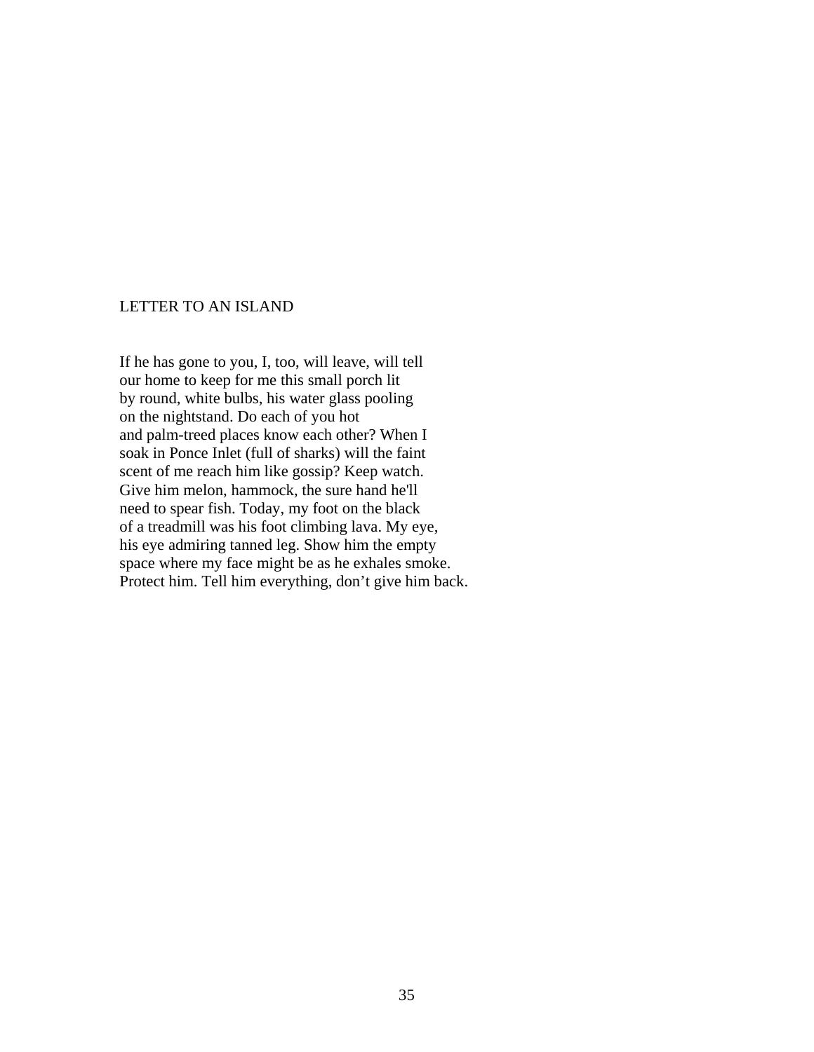## LETTER TO AN ISLAND

If he has gone to you, I, too, will leave, will tell  
our home to keep for me this small porch lit  
by round, white bulbs, his water glass pooling  
on the nightstand. Do each of you hot  
and palm-treed places know each other? When I  
soak in Ponce Inlet (full of sharks) will the faint  
scent of me reach him like gossip? Keep watch.  
Give him melon, hammock, the sure hand he'll  
need to spear fish. Today, my foot on the black  
of a treadmill was his foot climbing lava. My eye,  
his eye admiring tanned leg. Show him the empty  
space where my face might be as he exhales smoke.  
Protect him. Tell him everything, don’t give him back.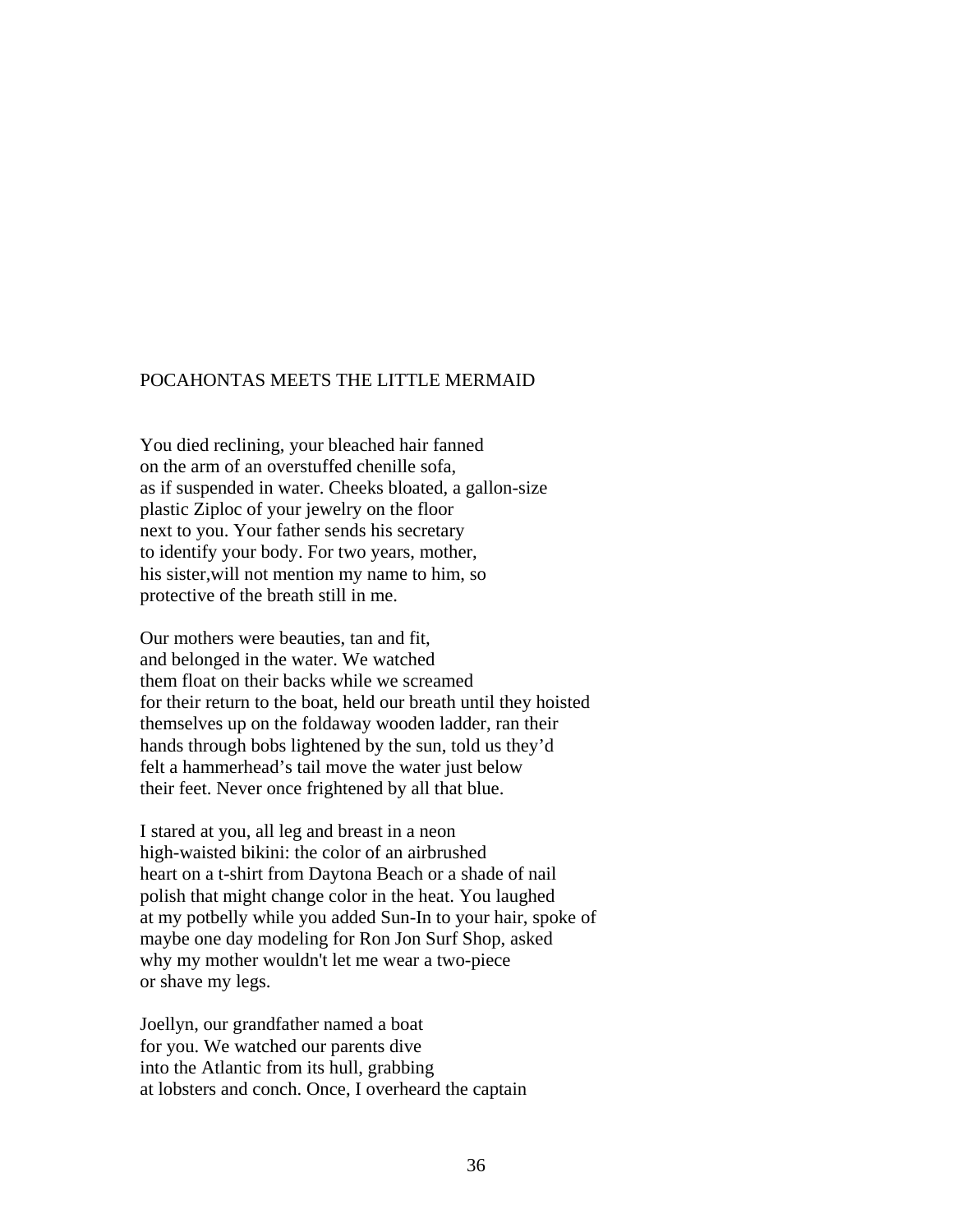## POCAHONTAS MEETS THE LITTLE MERMAID

You died reclining, your bleached hair fanned  
on the arm of an overstuffed chenille sofa,  
as if suspended in water. Cheeks bloated, a gallon-size  
plastic Ziploc of your jewelry on the floor  
next to you. Your father sends his secretary  
to identify your body. For two years, mother,  
his sister,will not mention my name to him, so  
protective of the breath still in me.

Our mothers were beauties, tan and fit,  
and belonged in the water. We watched  
them float on their backs while we screamed  
for their return to the boat, held our breath until they hoisted  
themselves up on the foldaway wooden ladder, ran their  
hands through bobs lightened by the sun, told us they'd  
felt a hammerhead's tail move the water just below  
their feet. Never once frightened by all that blue.

I stared at you, all leg and breast in a neon  
high-waisted bikini: the color of an airbrushed  
heart on a t-shirt from Daytona Beach or a shade of nail  
polish that might change color in the heat. You laughed  
at my potbelly while you added Sun-In to your hair, spoke of  
maybe one day modeling for Ron Jon Surf Shop, asked  
why my mother wouldn't let me wear a two-piece  
or shave my legs.

Joellyn, our grandfather named a boat  
for you. We watched our parents dive  
into the Atlantic from its hull, grabbing  
at lobsters and conch. Once, I overheard the captain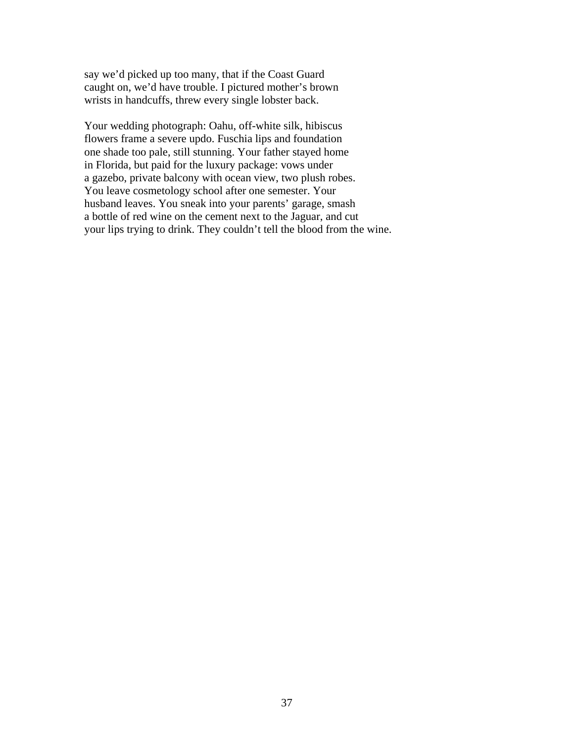say we'd picked up too many, that if the Coast Guard
caught on, we'd have trouble. I pictured mother's brown
wrists in handcuffs, threw every single lobster back.

Your wedding photograph: Oahu, off-white silk, hibiscus
flowers frame a severe updo. Fuschia lips and foundation
one shade too pale, still stunning. Your father stayed home
in Florida, but paid for the luxury package: vows under
a gazebo, private balcony with ocean view, two plush robes.
You leave cosmetology school after one semester. Your
husband leaves. You sneak into your parents' garage, smash
a bottle of red wine on the cement next to the Jaguar, and cut
your lips trying to drink. They couldn't tell the blood from the wine.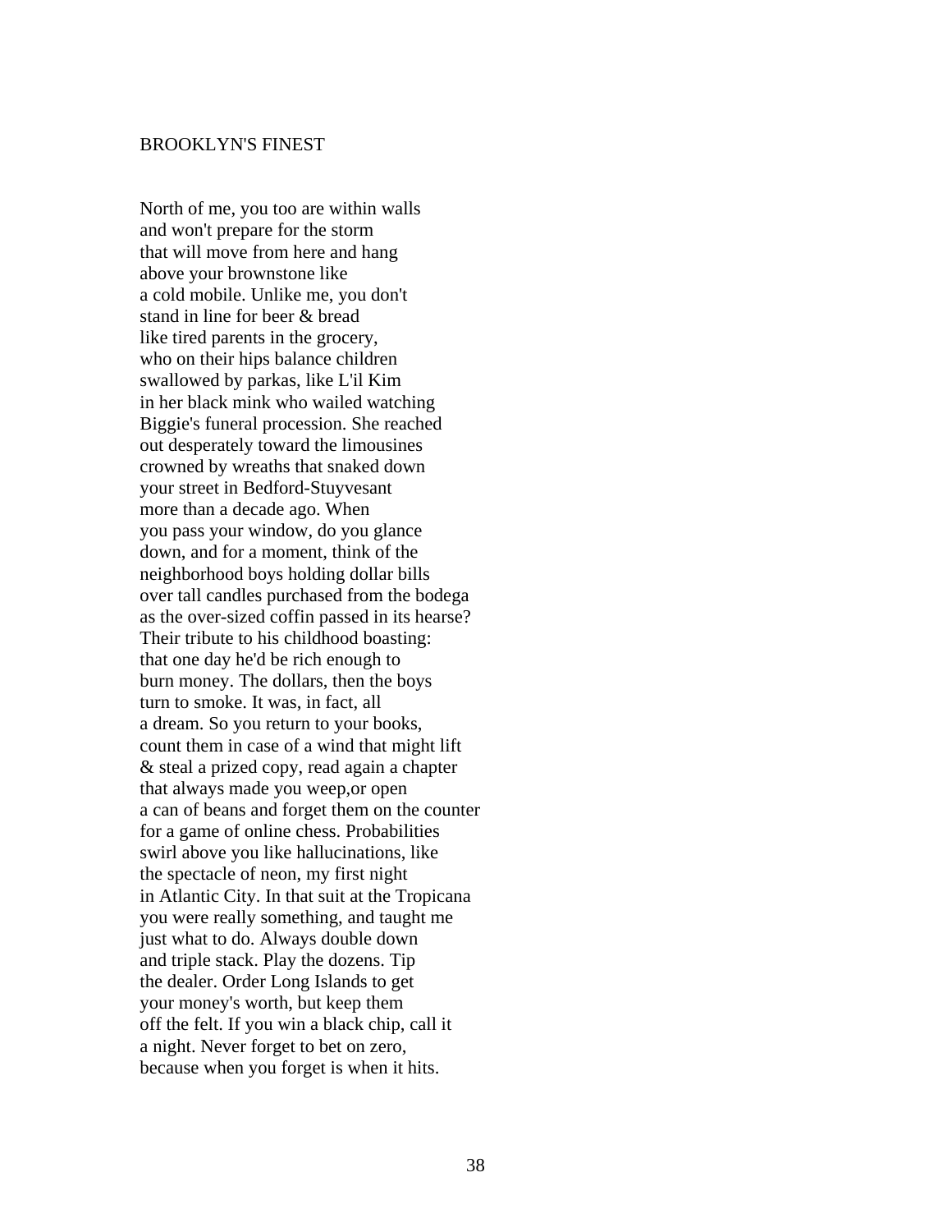## BROOKLYN'S FINEST

North of me, you too are within walls  
and won't prepare for the storm  
that will move from here and hang  
above your brownstone like  
a cold mobile. Unlike me, you don't  
stand in line for beer & bread  
like tired parents in the grocery,  
who on their hips balance children  
swallowed by parkas, like L'il Kim  
in her black mink who wailed watching  
Biggie's funeral procession. She reached  
out desperately toward the limousines  
crowned by wreaths that snaked down  
your street in Bedford-Stuyvesant  
more than a decade ago. When  
you pass your window, do you glance  
down, and for a moment, think of the  
neighborhood boys holding dollar bills  
over tall candles purchased from the bodega  
as the over-sized coffin passed in its hearse?  
Their tribute to his childhood boasting:  
that one day he'd be rich enough to  
burn money. The dollars, then the boys  
turn to smoke. It was, in fact, all  
a dream. So you return to your books,  
count them in case of a wind that might lift  
& steal a prized copy, read again a chapter  
that always made you weep,or open  
a can of beans and forget them on the counter  
for a game of online chess. Probabilities  
swirl above you like hallucinations, like  
the spectacle of neon, my first night  
in Atlantic City. In that suit at the Tropicana  
you were really something, and taught me  
just what to do. Always double down  
and triple stack. Play the dozens. Tip  
the dealer. Order Long Islands to get  
your money's worth, but keep them  
off the felt. If you win a black chip, call it  
a night. Never forget to bet on zero,  
because when you forget is when it hits.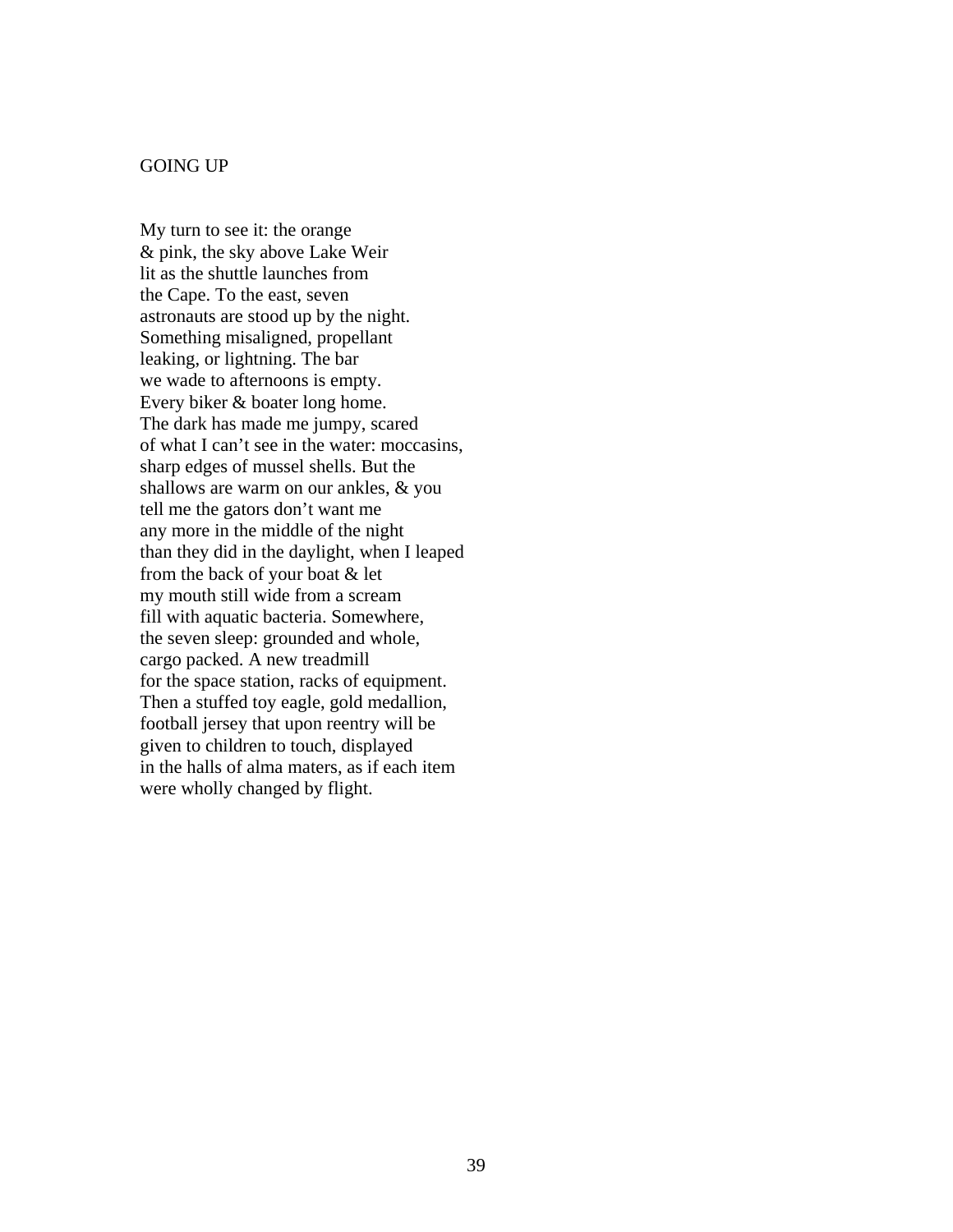# GOING UP

My turn to see it: the orange  
& pink, the sky above Lake Weir  
lit as the shuttle launches from  
the Cape. To the east, seven  
astronauts are stood up by the night.  
Something misaligned, propellant  
leaking, or lightning. The bar  
we wade to afternoons is empty.  
Every biker & boater long home.  
The dark has made me jumpy, scared  
of what I can't see in the water: moccasins,  
sharp edges of mussel shells. But the  
shallows are warm on our ankles, & you  
tell me the gators don't want me  
any more in the middle of the night  
than they did in the daylight, when I leaped  
from the back of your boat & let  
my mouth still wide from a scream  
fill with aquatic bacteria. Somewhere,  
the seven sleep: grounded and whole,  
cargo packed. A new treadmill  
for the space station, racks of equipment.  
Then a stuffed toy eagle, gold medallion,  
football jersey that upon reentry will be  
given to children to touch, displayed  
in the halls of alma maters, as if each item  
were wholly changed by flight.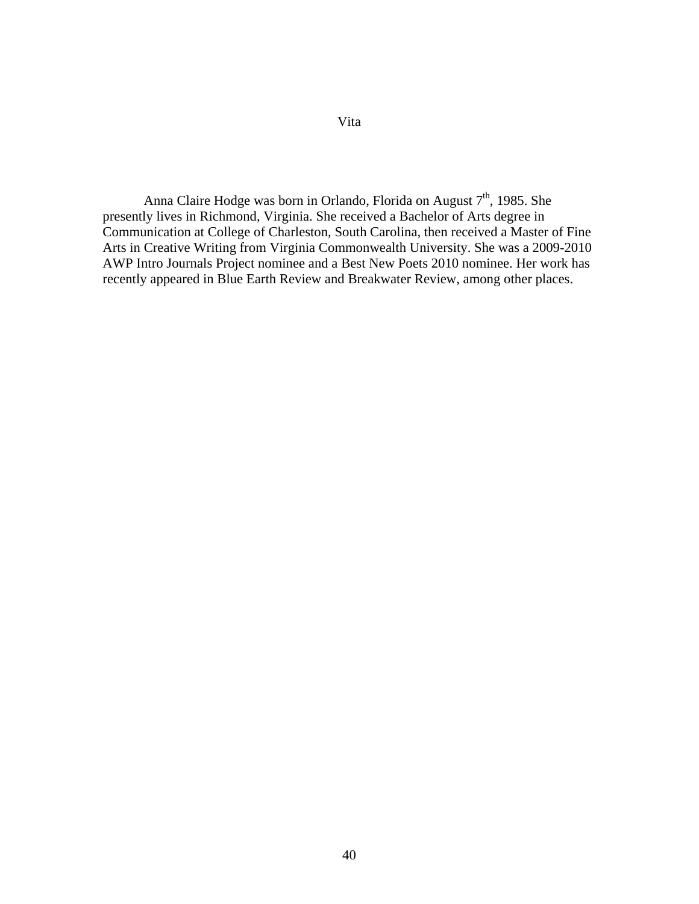# Vita

Anna Claire Hodge was born in Orlando, Florida on August 7th, 1985. She presently lives in Richmond, Virginia. She received a Bachelor of Arts degree in Communication at College of Charleston, South Carolina, then received a Master of Fine Arts in Creative Writing from Virginia Commonwealth University. She was a 2009-2010 AWP Intro Journals Project nominee and a Best New Poets 2010 nominee. Her work has recently appeared in Blue Earth Review and Breakwater Review, among other places.